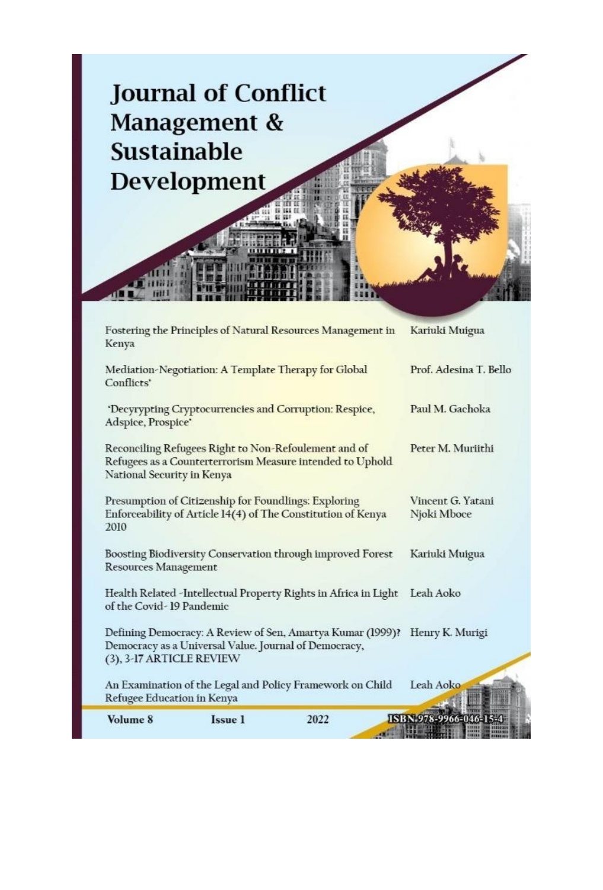# Journal of Conflict Management & Sustainable Development

| | |
|---|---|
| Fostering the Principles of Natural Resources Management in Kenya | Kariuki Muigua |
| Mediation-Negotiation: A Template Therapy for Global Conflicts' | Prof. Adesina T. Bello |
| 'Decyrypting Cryptocurrencies and Corruption: Respice, Adspice, Prospice' | Paul M. Gachoka |
| Reconciling Refugees Right to Non-Refoulement and of Refugees as a Counterterrorism Measure intended to Uphold National Security in Kenya | Peter M. Muriithi |
| Presumption of Citizenship for Foundlings: Exploring Enforceability of Article 14(4) of The Constitution of Kenya 2010 | Vincent G. Yatani Njoki Mboce |
| Boosting Biodiversity Conservation through improved Forest Resources Management | Kariuki Muigua |
| Health Related -Intellectual Property Rights in Africa in Light of the Covid- 19 Pandemic | Leah Aoko |
| Defining Democracy: A Review of Sen, Amartya Kumar (1999)? Democracy as a Universal Value. Journal of Democracy, (3), 3-17 ARTICLE REVIEW | Henry K. Murigi |
| An Examination of the Legal and Policy Framework on Child Refugee Education in Kenya | Leah Aoko |

**Volume 8** **Issue 1** **2022** **ISBN 978-9966-046-15-4**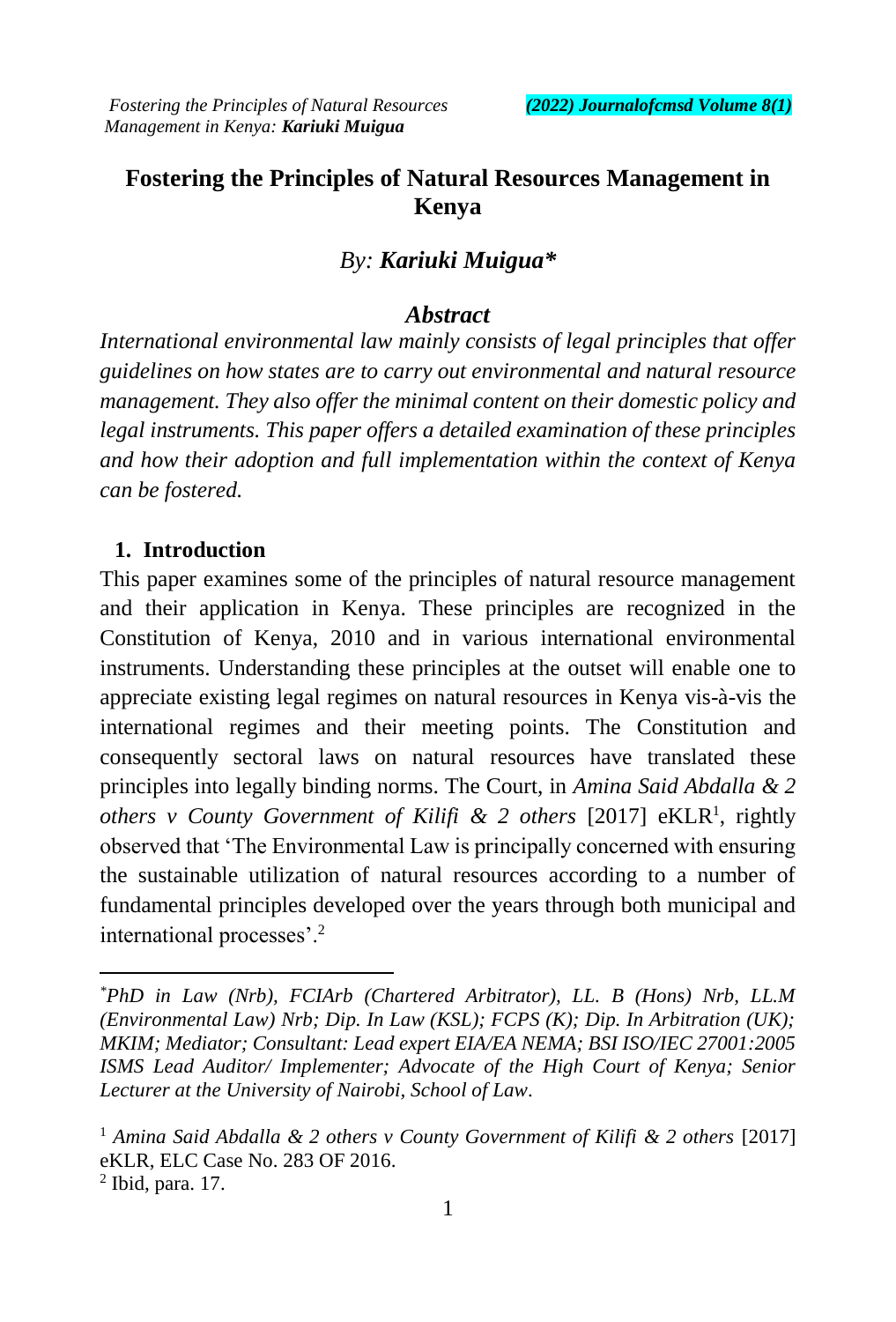# Fostering the Principles of Natural Resources Management in Kenya

*By:* ***Kariuki Muigua****

## *Abstract*

*International environmental law mainly consists of legal principles that offer guidelines on how states are to carry out environmental and natural resource management. They also offer the minimal content on their domestic policy and legal instruments. This paper offers a detailed examination of these principles and how their adoption and full implementation within the context of Kenya can be fostered.*

## 1. Introduction

This paper examines some of the principles of natural resource management and their application in Kenya. These principles are recognized in the Constitution of Kenya, 2010 and in various international environmental instruments. Understanding these principles at the outset will enable one to appreciate existing legal regimes on natural resources in Kenya vis-à-vis the international regimes and their meeting points. The Constitution and consequently sectoral laws on natural resources have translated these principles into legally binding norms. The Court, in *Amina Said Abdalla & 2 others v County Government of Kilifi & 2 others* [2017] eKLR[1], rightly observed that 'The Environmental Law is principally concerned with ensuring the sustainable utilization of natural resources according to a number of fundamental principles developed over the years through both municipal and international processes'.[2]

---

*PhD in Law (Nrb), FCIArb (Chartered Arbitrator), LL. B (Hons) Nrb, LL.M (Environmental Law) Nrb; Dip. In Law (KSL); FCPS (K); Dip. In Arbitration (UK); MKIM; Mediator; Consultant: Lead expert EIA/EA NEMA; BSI ISO/IEC 27001:2005 ISMS Lead Auditor/ Implementer; Advocate of the High Court of Kenya; Senior Lecturer at the University of Nairobi, School of Law.*

[1] *Amina Said Abdalla & 2 others v County Government of Kilifi & 2 others* [2017] eKLR, ELC Case No. 283 OF 2016.

[2] Ibid, para. 17.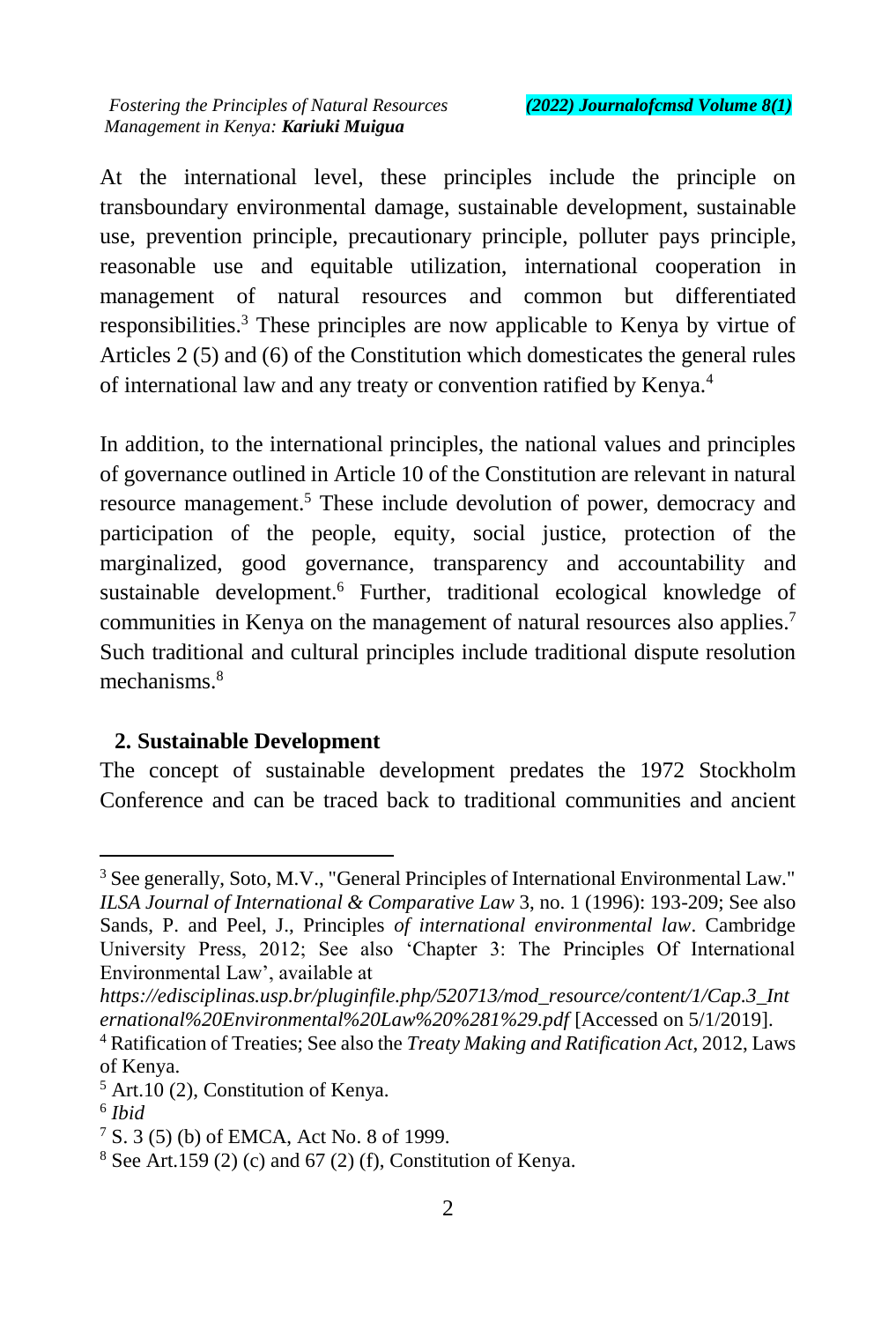At the international level, these principles include the principle on transboundary environmental damage, sustainable development, sustainable use, prevention principle, precautionary principle, polluter pays principle, reasonable use and equitable utilization, international cooperation in management of natural resources and common but differentiated responsibilities.[3] These principles are now applicable to Kenya by virtue of Articles 2 (5) and (6) of the Constitution which domesticates the general rules of international law and any treaty or convention ratified by Kenya.[4]

In addition, to the international principles, the national values and principles of governance outlined in Article 10 of the Constitution are relevant in natural resource management.[5] These include devolution of power, democracy and participation of the people, equity, social justice, protection of the marginalized, good governance, transparency and accountability and sustainable development.[6] Further, traditional ecological knowledge of communities in Kenya on the management of natural resources also applies.[7] Such traditional and cultural principles include traditional dispute resolution mechanisms.[8]

## 2. Sustainable Development

The concept of sustainable development predates the 1972 Stockholm Conference and can be traced back to traditional communities and ancient

---

[3] See generally, Soto, M.V., "General Principles of International Environmental Law." *ILSA Journal of International & Comparative Law* 3, no. 1 (1996): 193-209; See also Sands, P. and Peel, J., Principles *of international environmental law*. Cambridge University Press, 2012; See also 'Chapter 3: The Principles Of International Environmental Law', available at *https://edisciplinas.usp.br/pluginfile.php/520713/mod_resource/content/1/Cap.3_International%20Environmental%20Law%20%281%29.pdf* [Accessed on 5/1/2019].

[4] Ratification of Treaties; See also the *Treaty Making and Ratification Act*, 2012, Laws of Kenya.

[5] Art.10 (2), Constitution of Kenya.

[6] *Ibid*

[7] S. 3 (5) (b) of EMCA, Act No. 8 of 1999.

[8] See Art.159 (2) (c) and 67 (2) (f), Constitution of Kenya.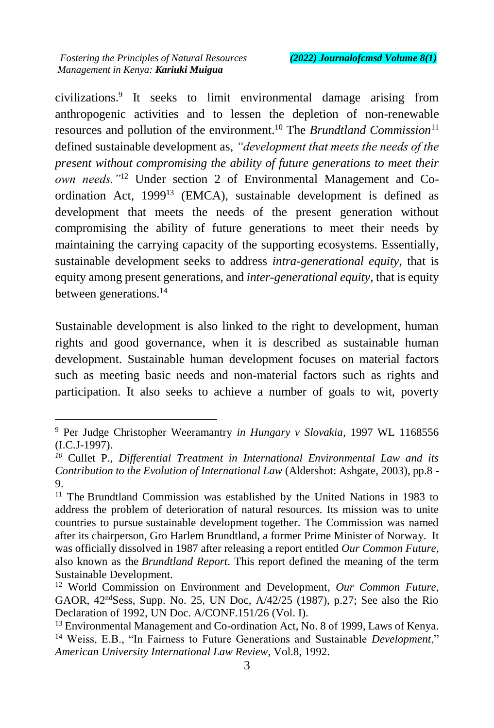civilizations.[9] It seeks to limit environmental damage arising from anthropogenic activities and to lessen the depletion of non-renewable resources and pollution of the environment.[10] The *Brundtland Commission*[11] defined sustainable development as, *"development that meets the needs of the present without compromising the ability of future generations to meet their own needs."*[12] Under section 2 of Environmental Management and Co-ordination Act, 1999[13] (EMCA), sustainable development is defined as development that meets the needs of the present generation without compromising the ability of future generations to meet their needs by maintaining the carrying capacity of the supporting ecosystems. Essentially, sustainable development seeks to address *intra-generational equity*, that is equity among present generations, and *inter-generational equity*, that is equity between generations.[14]

Sustainable development is also linked to the right to development, human rights and good governance, when it is described as sustainable human development. Sustainable human development focuses on material factors such as meeting basic needs and non-material factors such as rights and participation. It also seeks to achieve a number of goals to wit, poverty

---

[9] Per Judge Christopher Weeramantry *in Hungary v Slovakia*, 1997 WL 1168556 (I.C.J-1997).

[10] Cullet P., *Differential Treatment in International Environmental Law and its Contribution to the Evolution of International Law* (Aldershot: Ashgate, 2003), pp.8 - 9.

[11] The Brundtland Commission was established by the United Nations in 1983 to address the problem of deterioration of natural resources. Its mission was to unite countries to pursue sustainable development together. The Commission was named after its chairperson, Gro Harlem Brundtland, a former Prime Minister of Norway. It was officially dissolved in 1987 after releasing a report entitled *Our Common Future*, also known as the *Brundtland Report*. This report defined the meaning of the term Sustainable Development.

[12] World Commission on Environment and Development, *Our Common Future*, GAOR, 42nd Sess, Supp. No. 25, UN Doc, A/42/25 (1987), p.27; See also the Rio Declaration of 1992, UN Doc. A/CONF.151/26 (Vol. I).

[13] Environmental Management and Co-ordination Act, No. 8 of 1999, Laws of Kenya.

[14] Weiss, E.B., "In Fairness to Future Generations and Sustainable *Development*," *American University International Law Review*, Vol.8, 1992.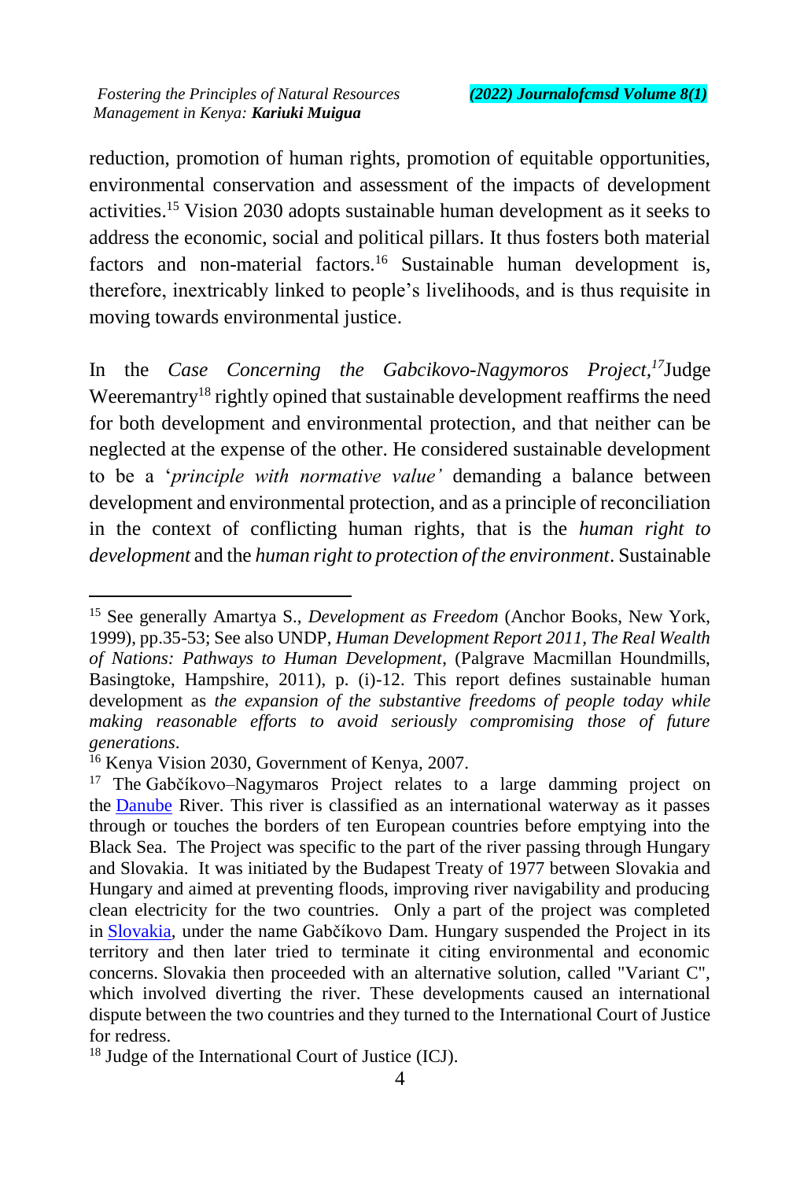reduction, promotion of human rights, promotion of equitable opportunities, environmental conservation and assessment of the impacts of development activities.[15] Vision 2030 adopts sustainable human development as it seeks to address the economic, social and political pillars. It thus fosters both material factors and non-material factors.[16] Sustainable human development is, therefore, inextricably linked to people's livelihoods, and is thus requisite in moving towards environmental justice.

In the *Case Concerning the Gabcikovo-Nagymoros Project,*[17]Judge Weeremantry[18] rightly opined that sustainable development reaffirms the need for both development and environmental protection, and that neither can be neglected at the expense of the other. He considered sustainable development to be a '*principle with normative value'* demanding a balance between development and environmental protection, and as a principle of reconciliation in the context of conflicting human rights, that is the *human right to development* and the *human right to protection of the environment*. Sustainable

---

[15] See generally Amartya S., *Development as Freedom* (Anchor Books, New York, 1999), pp.35-53; See also UNDP, *Human Development Report 2011, The Real Wealth of Nations: Pathways to Human Development*, (Palgrave Macmillan Houndmills, Basingtoke, Hampshire, 2011), p. (i)-12. This report defines sustainable human development as *the expansion of the substantive freedoms of people today while making reasonable efforts to avoid seriously compromising those of future generations*.

[16] Kenya Vision 2030, Government of Kenya, 2007.

[17] The Gabčíkovo–Nagymaros Project relates to a large damming project on the Danube River. This river is classified as an international waterway as it passes through or touches the borders of ten European countries before emptying into the Black Sea. The Project was specific to the part of the river passing through Hungary and Slovakia. It was initiated by the Budapest Treaty of 1977 between Slovakia and Hungary and aimed at preventing floods, improving river navigability and producing clean electricity for the two countries. Only a part of the project was completed in Slovakia, under the name Gabčíkovo Dam. Hungary suspended the Project in its territory and then later tried to terminate it citing environmental and economic concerns. Slovakia then proceeded with an alternative solution, called "Variant C", which involved diverting the river. These developments caused an international dispute between the two countries and they turned to the International Court of Justice for redress.

[18] Judge of the International Court of Justice (ICJ).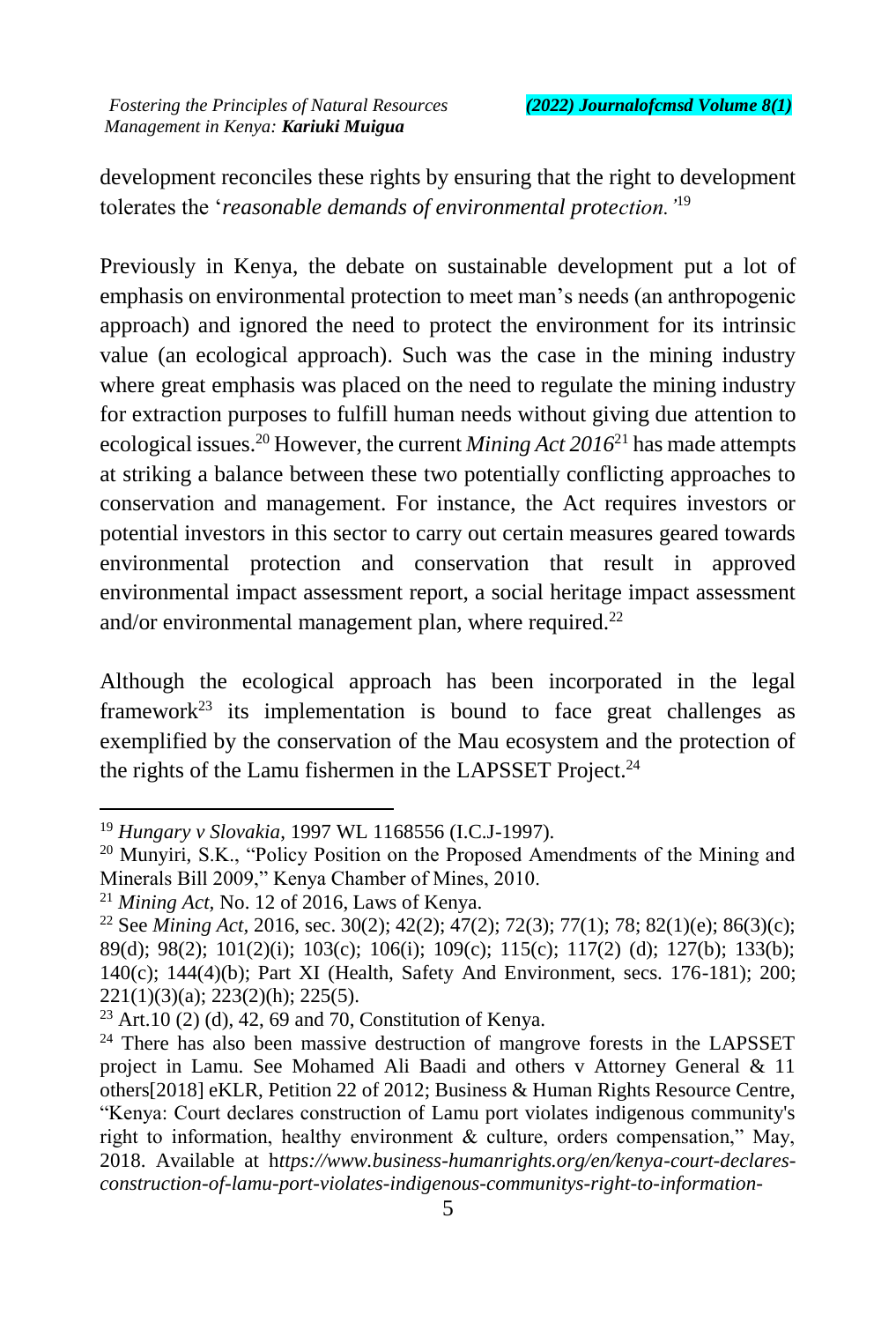development reconciles these rights by ensuring that the right to development tolerates the '*reasonable demands of environmental protection.*'[19]

Previously in Kenya, the debate on sustainable development put a lot of emphasis on environmental protection to meet man's needs (an anthropogenic approach) and ignored the need to protect the environment for its intrinsic value (an ecological approach). Such was the case in the mining industry where great emphasis was placed on the need to regulate the mining industry for extraction purposes to fulfill human needs without giving due attention to ecological issues.[20] However, the current *Mining Act 2016*[21] has made attempts at striking a balance between these two potentially conflicting approaches to conservation and management. For instance, the Act requires investors or potential investors in this sector to carry out certain measures geared towards environmental protection and conservation that result in approved environmental impact assessment report, a social heritage impact assessment and/or environmental management plan, where required.[22]

Although the ecological approach has been incorporated in the legal framework[23] its implementation is bound to face great challenges as exemplified by the conservation of the Mau ecosystem and the protection of the rights of the Lamu fishermen in the LAPSSET Project.[24]

---

[19] *Hungary v Slovakia*, 1997 WL 1168556 (I.C.J-1997).

[20] Munyiri, S.K., "Policy Position on the Proposed Amendments of the Mining and Minerals Bill 2009," Kenya Chamber of Mines, 2010.

[21] *Mining Act*, No. 12 of 2016, Laws of Kenya.

[22] See *Mining Act*, 2016, sec. 30(2); 42(2); 47(2); 72(3); 77(1); 78; 82(1)(e); 86(3)(c); 89(d); 98(2); 101(2)(i); 103(c); 106(i); 109(c); 115(c); 117(2) (d); 127(b); 133(b); 140(c); 144(4)(b); Part XI (Health, Safety And Environment, secs. 176-181); 200; 221(1)(3)(a); 223(2)(h); 225(5).

[23] Art.10 (2) (d), 42, 69 and 70, Constitution of Kenya.

[24] There has also been massive destruction of mangrove forests in the LAPSSET project in Lamu. See Mohamed Ali Baadi and others v Attorney General & 11 others[2018] eKLR, Petition 22 of 2012; Business & Human Rights Resource Centre, "Kenya: Court declares construction of Lamu port violates indigenous community's right to information, healthy environment & culture, orders compensation," May, 2018. Available at h*ttps://www.business-humanrights.org/en/kenya-court-declares-construction-of-lamu-port-violates-indigenous-communitys-right-to-information-*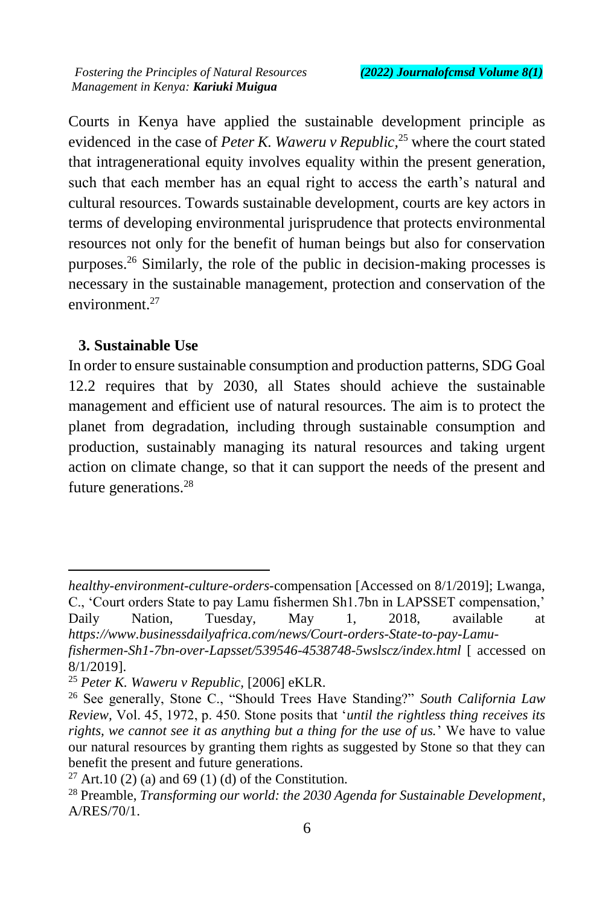Courts in Kenya have applied the sustainable development principle as evidenced in the case of *Peter K. Waweru v Republic,*[25] where the court stated that intragenerational equity involves equality within the present generation, such that each member has an equal right to access the earth's natural and cultural resources. Towards sustainable development, courts are key actors in terms of developing environmental jurisprudence that protects environmental resources not only for the benefit of human beings but also for conservation purposes.[26] Similarly, the role of the public in decision-making processes is necessary in the sustainable management, protection and conservation of the environment.[27]

### 3. Sustainable Use

In order to ensure sustainable consumption and production patterns, SDG Goal 12.2 requires that by 2030, all States should achieve the sustainable management and efficient use of natural resources. The aim is to protect the planet from degradation, including through sustainable consumption and production, sustainably managing its natural resources and taking urgent action on climate change, so that it can support the needs of the present and future generations.[28]

---

*healthy-environment-culture-orders-*compensation [Accessed on 8/1/2019]; Lwanga, C., 'Court orders State to pay Lamu fishermen Sh1.7bn in LAPSSET compensation,' Daily Nation, Tuesday, May 1, 2018, available at *https://www.businessdailyafrica.com/news/Court-orders-State-to-pay-Lamu-fishermen-Sh1-7bn-over-Lapsset/539546-4538748-5wslscz/index.html* [ accessed on 8/1/2019].

[25] *Peter K. Waweru v Republic*, [2006] eKLR.

[26] See generally, Stone C., "Should Trees Have Standing?" *South California Law Review,* Vol. 45, 1972, p. 450. Stone posits that '*until the rightless thing receives its rights, we cannot see it as anything but a thing for the use of us.*' We have to value our natural resources by granting them rights as suggested by Stone so that they can benefit the present and future generations.

[27] Art.10 (2) (a) and 69 (1) (d) of the Constitution.

[28] Preamble, *Transforming our world: the 2030 Agenda for Sustainable Development*, A/RES/70/1.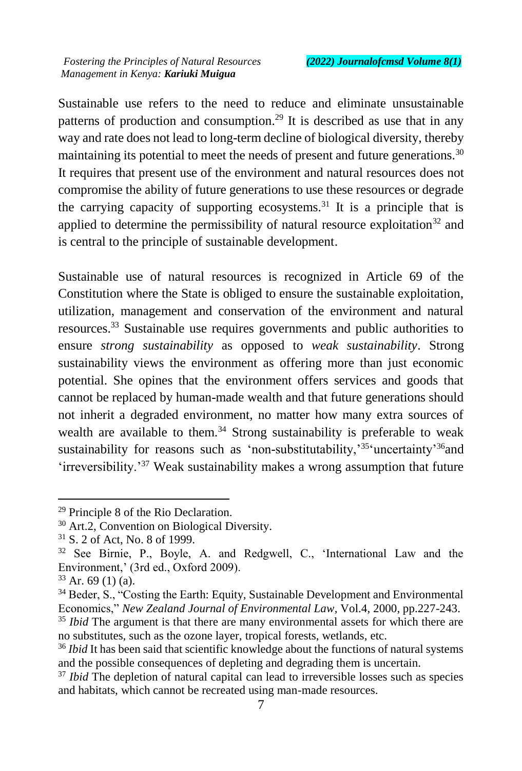Sustainable use refers to the need to reduce and eliminate unsustainable patterns of production and consumption.[29] It is described as use that in any way and rate does not lead to long-term decline of biological diversity, thereby maintaining its potential to meet the needs of present and future generations.[30] It requires that present use of the environment and natural resources does not compromise the ability of future generations to use these resources or degrade the carrying capacity of supporting ecosystems.[31] It is a principle that is applied to determine the permissibility of natural resource exploitation[32] and is central to the principle of sustainable development.

Sustainable use of natural resources is recognized in Article 69 of the Constitution where the State is obliged to ensure the sustainable exploitation, utilization, management and conservation of the environment and natural resources.[33] Sustainable use requires governments and public authorities to ensure *strong sustainability* as opposed to *weak sustainability*. Strong sustainability views the environment as offering more than just economic potential. She opines that the environment offers services and goods that cannot be replaced by human-made wealth and that future generations should not inherit a degraded environment, no matter how many extra sources of wealth are available to them.[34] Strong sustainability is preferable to weak sustainability for reasons such as 'non-substitutability,'[35] 'uncertainty'[36] and 'irreversibility.'[37] Weak sustainability makes a wrong assumption that future

---

[29] Principle 8 of the Rio Declaration.

[30] Art.2, Convention on Biological Diversity.

[31] S. 2 of Act, No. 8 of 1999.

[32] See Birnie, P., Boyle, A. and Redgwell, C., 'International Law and the Environment,' (3rd ed., Oxford 2009).

[33] Ar. 69 (1) (a).

[34] Beder, S., "Costing the Earth: Equity, Sustainable Development and Environmental Economics," *New Zealand Journal of Environmental Law*, Vol.4, 2000, pp.227-243.

[35] *Ibid* The argument is that there are many environmental assets for which there are no substitutes, such as the ozone layer, tropical forests, wetlands, etc.

[36] *Ibid* It has been said that scientific knowledge about the functions of natural systems and the possible consequences of depleting and degrading them is uncertain.

[37] *Ibid* The depletion of natural capital can lead to irreversible losses such as species and habitats, which cannot be recreated using man-made resources.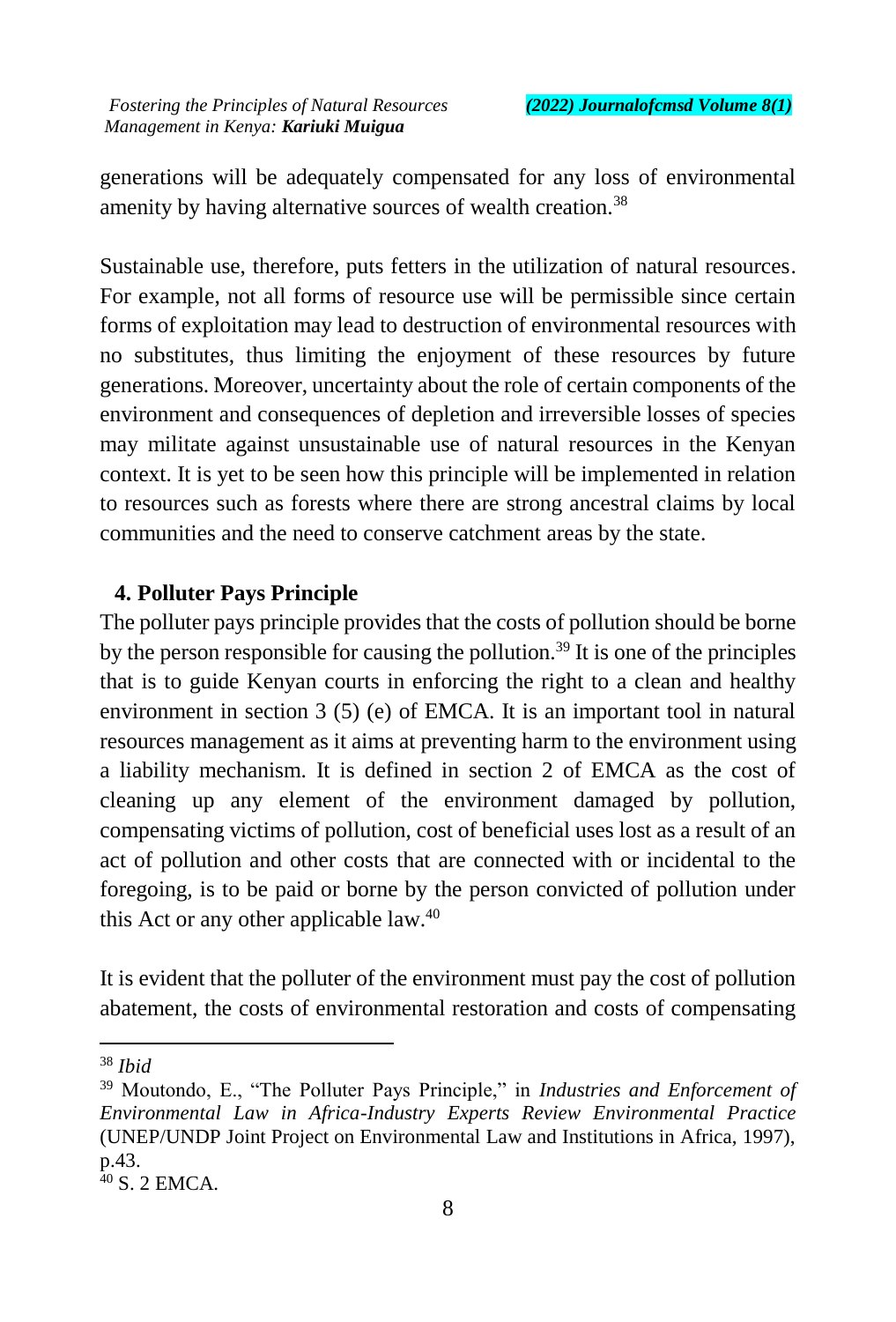generations will be adequately compensated for any loss of environmental amenity by having alternative sources of wealth creation.[38]

Sustainable use, therefore, puts fetters in the utilization of natural resources. For example, not all forms of resource use will be permissible since certain forms of exploitation may lead to destruction of environmental resources with no substitutes, thus limiting the enjoyment of these resources by future generations. Moreover, uncertainty about the role of certain components of the environment and consequences of depletion and irreversible losses of species may militate against unsustainable use of natural resources in the Kenyan context. It is yet to be seen how this principle will be implemented in relation to resources such as forests where there are strong ancestral claims by local communities and the need to conserve catchment areas by the state.

### 4. Polluter Pays Principle

The polluter pays principle provides that the costs of pollution should be borne by the person responsible for causing the pollution.[39] It is one of the principles that is to guide Kenyan courts in enforcing the right to a clean and healthy environment in section 3 (5) (e) of EMCA. It is an important tool in natural resources management as it aims at preventing harm to the environment using a liability mechanism. It is defined in section 2 of EMCA as the cost of cleaning up any element of the environment damaged by pollution, compensating victims of pollution, cost of beneficial uses lost as a result of an act of pollution and other costs that are connected with or incidental to the foregoing, is to be paid or borne by the person convicted of pollution under this Act or any other applicable law.[40]

It is evident that the polluter of the environment must pay the cost of pollution abatement, the costs of environmental restoration and costs of compensating

---

[38] *Ibid*

[39] Moutondo, E., "The Polluter Pays Principle," in *Industries and Enforcement of Environmental Law in Africa-Industry Experts Review Environmental Practice* (UNEP/UNDP Joint Project on Environmental Law and Institutions in Africa, 1997), p.43.

[40] S. 2 EMCA.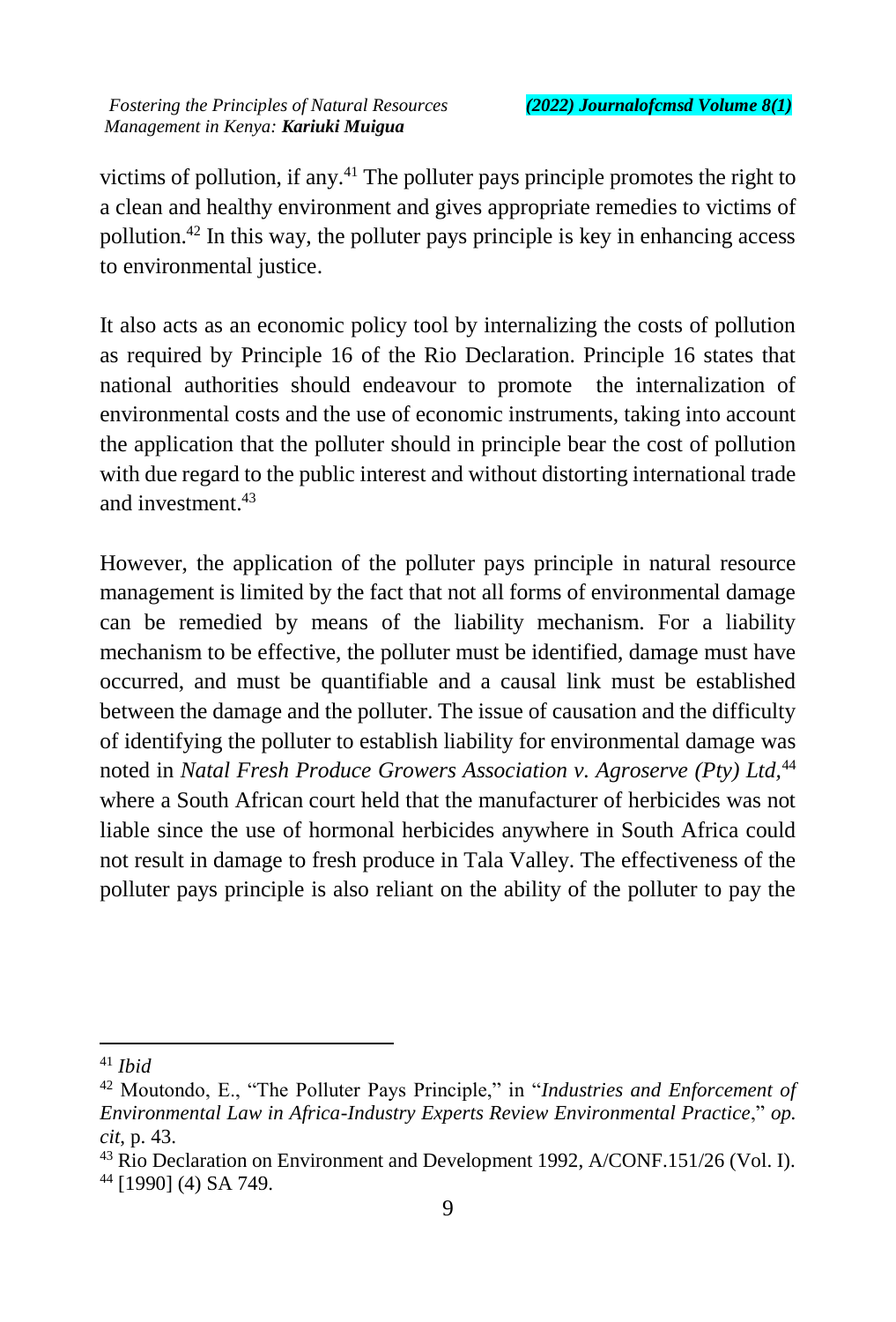victims of pollution, if any.[41] The polluter pays principle promotes the right to a clean and healthy environment and gives appropriate remedies to victims of pollution.[42] In this way, the polluter pays principle is key in enhancing access to environmental justice.

It also acts as an economic policy tool by internalizing the costs of pollution as required by Principle 16 of the Rio Declaration. Principle 16 states that national authorities should endeavour to promote the internalization of environmental costs and the use of economic instruments, taking into account the application that the polluter should in principle bear the cost of pollution with due regard to the public interest and without distorting international trade and investment.[43]

However, the application of the polluter pays principle in natural resource management is limited by the fact that not all forms of environmental damage can be remedied by means of the liability mechanism. For a liability mechanism to be effective, the polluter must be identified, damage must have occurred, and must be quantifiable and a causal link must be established between the damage and the polluter. The issue of causation and the difficulty of identifying the polluter to establish liability for environmental damage was noted in *Natal Fresh Produce Growers Association v. Agroserve (Pty) Ltd*,[44] where a South African court held that the manufacturer of herbicides was not liable since the use of hormonal herbicides anywhere in South Africa could not result in damage to fresh produce in Tala Valley. The effectiveness of the polluter pays principle is also reliant on the ability of the polluter to pay the

---

[41] *Ibid*

[42] Moutondo, E., "The Polluter Pays Principle," in "*Industries and Enforcement of Environmental Law in Africa-Industry Experts Review Environmental Practice*," *op. cit*, p. 43.

[43] Rio Declaration on Environment and Development 1992, A/CONF.151/26 (Vol. I).

[44] [1990] (4) SA 749.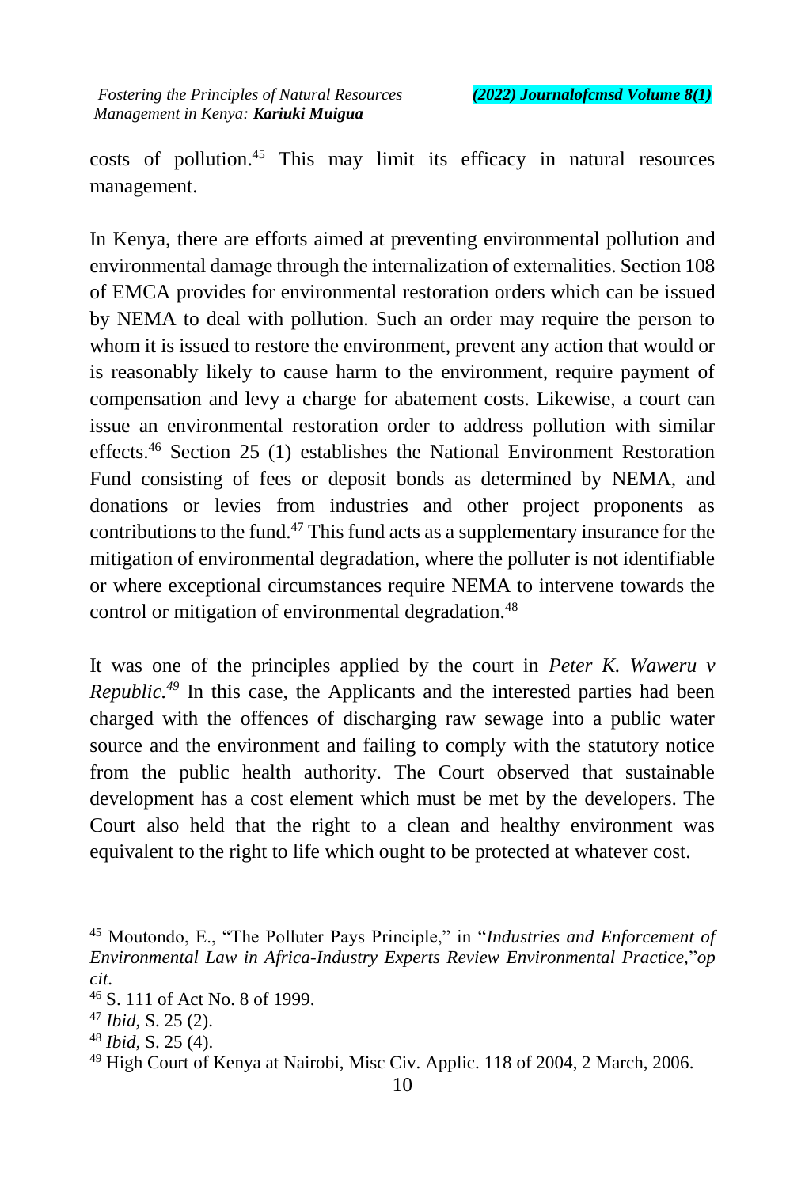costs of pollution.[45] This may limit its efficacy in natural resources management.

In Kenya, there are efforts aimed at preventing environmental pollution and environmental damage through the internalization of externalities. Section 108 of EMCA provides for environmental restoration orders which can be issued by NEMA to deal with pollution. Such an order may require the person to whom it is issued to restore the environment, prevent any action that would or is reasonably likely to cause harm to the environment, require payment of compensation and levy a charge for abatement costs. Likewise, a court can issue an environmental restoration order to address pollution with similar effects.[46] Section 25 (1) establishes the National Environment Restoration Fund consisting of fees or deposit bonds as determined by NEMA, and donations or levies from industries and other project proponents as contributions to the fund.[47] This fund acts as a supplementary insurance for the mitigation of environmental degradation, where the polluter is not identifiable or where exceptional circumstances require NEMA to intervene towards the control or mitigation of environmental degradation.[48]

It was one of the principles applied by the court in *Peter K. Waweru v Republic.*[49] In this case, the Applicants and the interested parties had been charged with the offences of discharging raw sewage into a public water source and the environment and failing to comply with the statutory notice from the public health authority. The Court observed that sustainable development has a cost element which must be met by the developers. The Court also held that the right to a clean and healthy environment was equivalent to the right to life which ought to be protected at whatever cost.

---

[45] Moutondo, E., "The Polluter Pays Principle," in "*Industries and Enforcement of Environmental Law in Africa-Industry Experts Review Environmental Practice,*"*op cit*.

[46] S. 111 of Act No. 8 of 1999.

[47] *Ibid*, S. 25 (2).

[48] *Ibid*, S. 25 (4).

[49] High Court of Kenya at Nairobi, Misc Civ. Applic. 118 of 2004, 2 March, 2006.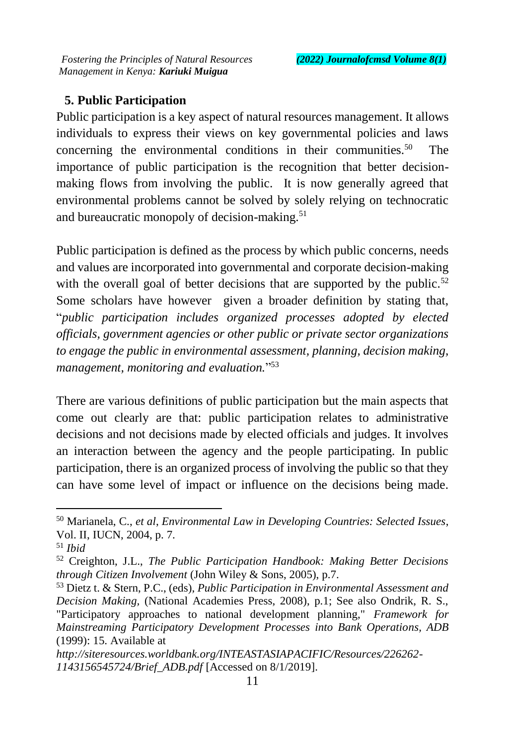## 5. Public Participation

Public participation is a key aspect of natural resources management. It allows individuals to express their views on key governmental policies and laws concerning the environmental conditions in their communities.[50] The importance of public participation is the recognition that better decision-making flows from involving the public. It is now generally agreed that environmental problems cannot be solved by solely relying on technocratic and bureaucratic monopoly of decision-making.[51]

Public participation is defined as the process by which public concerns, needs and values are incorporated into governmental and corporate decision-making with the overall goal of better decisions that are supported by the public.[52] Some scholars have however given a broader definition by stating that, "*public participation includes organized processes adopted by elected officials, government agencies or other public or private sector organizations to engage the public in environmental assessment, planning, decision making, management, monitoring and evaluation.*"[53]

There are various definitions of public participation but the main aspects that come out clearly are that: public participation relates to administrative decisions and not decisions made by elected officials and judges. It involves an interaction between the agency and the people participating. In public participation, there is an organized process of involving the public so that they can have some level of impact or influence on the decisions being made.

---

[50] Marianela, C., *et al*, *Environmental Law in Developing Countries: Selected Issues*, Vol. II, IUCN, 2004, p. 7.

[51] *Ibid*

[52] Creighton, J.L., *The Public Participation Handbook: Making Better Decisions through Citizen Involvement* (John Wiley & Sons, 2005), p.7.

[53] Dietz t. & Stern, P.C., (eds), *Public Participation in Environmental Assessment and Decision Making*, (National Academies Press, 2008), p.1; See also Ondrik, R. S., "Participatory approaches to national development planning," *Framework for Mainstreaming Participatory Development Processes into Bank Operations, ADB* (1999): 15. Available at *http://siteresources.worldbank.org/INTEASTASIAPACIFIC/Resources/226262-1143156545724/Brief_ADB.pdf* [Accessed on 8/1/2019].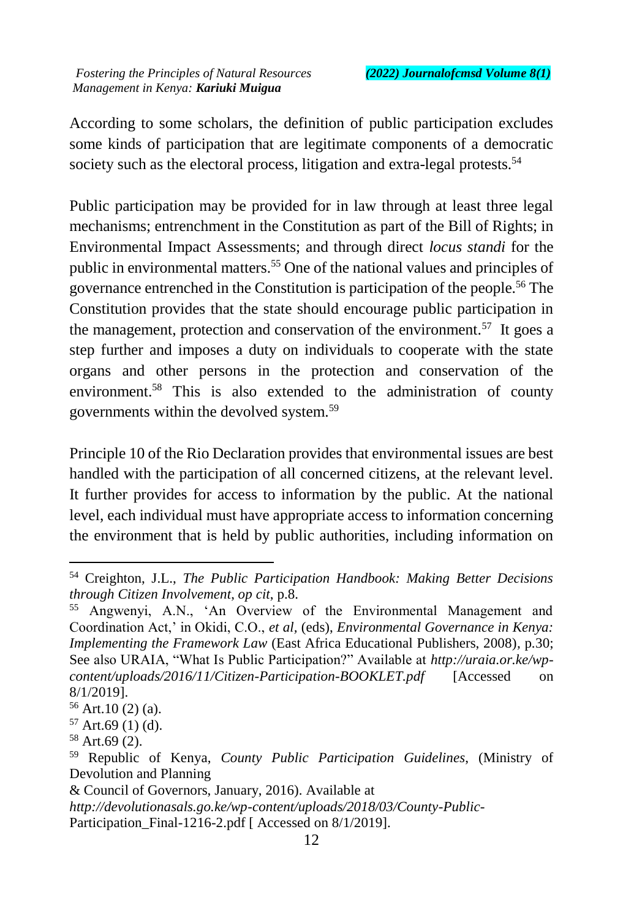According to some scholars, the definition of public participation excludes some kinds of participation that are legitimate components of a democratic society such as the electoral process, litigation and extra-legal protests.[54]

Public participation may be provided for in law through at least three legal mechanisms; entrenchment in the Constitution as part of the Bill of Rights; in Environmental Impact Assessments; and through direct *locus standi* for the public in environmental matters.[55] One of the national values and principles of governance entrenched in the Constitution is participation of the people.[56] The Constitution provides that the state should encourage public participation in the management, protection and conservation of the environment.[57] It goes a step further and imposes a duty on individuals to cooperate with the state organs and other persons in the protection and conservation of the environment.[58] This is also extended to the administration of county governments within the devolved system.[59]

Principle 10 of the Rio Declaration provides that environmental issues are best handled with the participation of all concerned citizens, at the relevant level. It further provides for access to information by the public. At the national level, each individual must have appropriate access to information concerning the environment that is held by public authorities, including information on

---

[54] Creighton, J.L., *The Public Participation Handbook: Making Better Decisions through Citizen Involvement*, *op cit*, p.8.

[55] Angwenyi, A.N., 'An Overview of the Environmental Management and Coordination Act,' in Okidi, C.O., *et al*, (eds), *Environmental Governance in Kenya: Implementing the Framework Law* (East Africa Educational Publishers, 2008), p.30; See also URAIA, "What Is Public Participation?" Available at *http://uraia.or.ke/wp-content/uploads/2016/11/Citizen-Participation-BOOKLET.pdf* [Accessed on 8/1/2019].

[56] Art.10 (2) (a).

[57] Art.69 (1) (d).

[58] Art.69 (2).

[59] Republic of Kenya, *County Public Participation Guidelines*, (Ministry of Devolution and Planning & Council of Governors, January, 2016). Available at *http://devolutionasals.go.ke/wp-content/uploads/2018/03/County-Public-*Participation_Final-1216-2.pdf [ Accessed on 8/1/2019].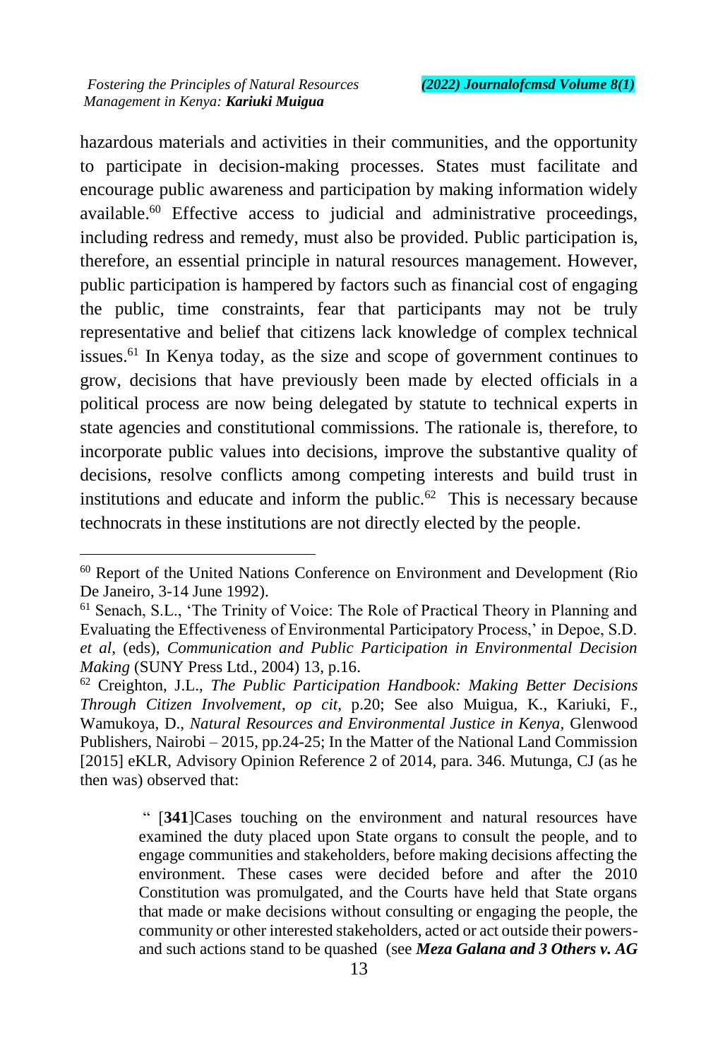hazardous materials and activities in their communities, and the opportunity to participate in decision-making processes. States must facilitate and encourage public awareness and participation by making information widely available.[60] Effective access to judicial and administrative proceedings, including redress and remedy, must also be provided. Public participation is, therefore, an essential principle in natural resources management. However, public participation is hampered by factors such as financial cost of engaging the public, time constraints, fear that participants may not be truly representative and belief that citizens lack knowledge of complex technical issues.[61] In Kenya today, as the size and scope of government continues to grow, decisions that have previously been made by elected officials in a political process are now being delegated by statute to technical experts in state agencies and constitutional commissions. The rationale is, therefore, to incorporate public values into decisions, improve the substantive quality of decisions, resolve conflicts among competing interests and build trust in institutions and educate and inform the public.[62] This is necessary because technocrats in these institutions are not directly elected by the people.

---

[60] Report of the United Nations Conference on Environment and Development (Rio De Janeiro, 3-14 June 1992).

[61] Senach, S.L., 'The Trinity of Voice: The Role of Practical Theory in Planning and Evaluating the Effectiveness of Environmental Participatory Process,' in Depoe, S.D. *et al*, (eds), *Communication and Public Participation in Environmental Decision Making* (SUNY Press Ltd., 2004) 13, p.16.

[62] Creighton, J.L., *The Public Participation Handbook: Making Better Decisions Through Citizen Involvement*, *op cit*, p.20; See also Muigua, K., Kariuki, F., Wamukoya, D., *Natural Resources and Environmental Justice in Kenya,* Glenwood Publishers, Nairobi – 2015, pp.24-25; In the Matter of the National Land Commission [2015] eKLR, Advisory Opinion Reference 2 of 2014, para. 346. Mutunga, CJ (as he then was) observed that:

> " [**341**]Cases touching on the environment and natural resources have examined the duty placed upon State organs to consult the people, and to engage communities and stakeholders, before making decisions affecting the environment. These cases were decided before and after the 2010 Constitution was promulgated, and the Courts have held that State organs that made or make decisions without consulting or engaging the people, the community or other interested stakeholders, acted or act outside their powers- and such actions stand to be quashed (see ***Meza Galana and 3 Others v. AG***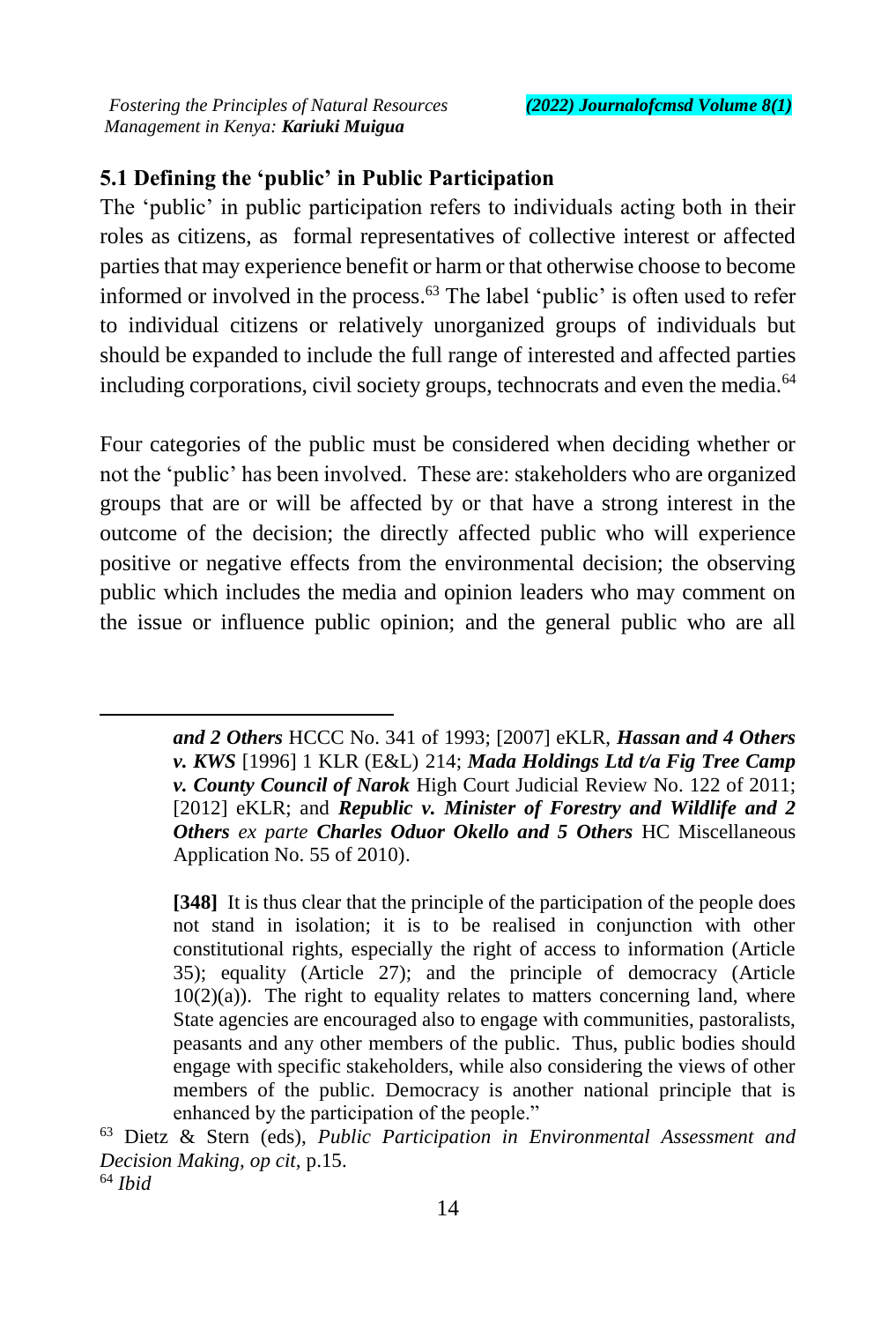## 5.1 Defining the 'public' in Public Participation

The 'public' in public participation refers to individuals acting both in their roles as citizens, as formal representatives of collective interest or affected parties that may experience benefit or harm or that otherwise choose to become informed or involved in the process.[63] The label 'public' is often used to refer to individual citizens or relatively unorganized groups of individuals but should be expanded to include the full range of interested and affected parties including corporations, civil society groups, technocrats and even the media.[64]

Four categories of the public must be considered when deciding whether or not the 'public' has been involved. These are: stakeholders who are organized groups that are or will be affected by or that have a strong interest in the outcome of the decision; the directly affected public who will experience positive or negative effects from the environmental decision; the observing public which includes the media and opinion leaders who may comment on the issue or influence public opinion; and the general public who are all

---

> ***and 2 Others*** HCCC No. 341 of 1993; [2007] eKLR, ***Hassan and 4 Others v. KWS*** [1996] 1 KLR (E&L) 214; ***Mada Holdings Ltd t/a Fig Tree Camp v. County Council of Narok*** High Court Judicial Review No. 122 of 2011; [2012] eKLR; and ***Republic v. Minister of Forestry and Wildlife and 2 Others*** *ex parte* ***Charles Oduor Okello and 5 Others*** HC Miscellaneous Application No. 55 of 2010).
>
> **[348]** It is thus clear that the principle of the participation of the people does not stand in isolation; it is to be realised in conjunction with other constitutional rights, especially the right of access to information (Article 35); equality (Article 27); and the principle of democracy (Article 10(2)(a)). The right to equality relates to matters concerning land, where State agencies are encouraged also to engage with communities, pastoralists, peasants and any other members of the public. Thus, public bodies should engage with specific stakeholders, while also considering the views of other members of the public. Democracy is another national principle that is enhanced by the participation of the people."

[63] Dietz & Stern (eds), *Public Participation in Environmental Assessment and Decision Making, op cit,* p.15.

[64] *Ibid*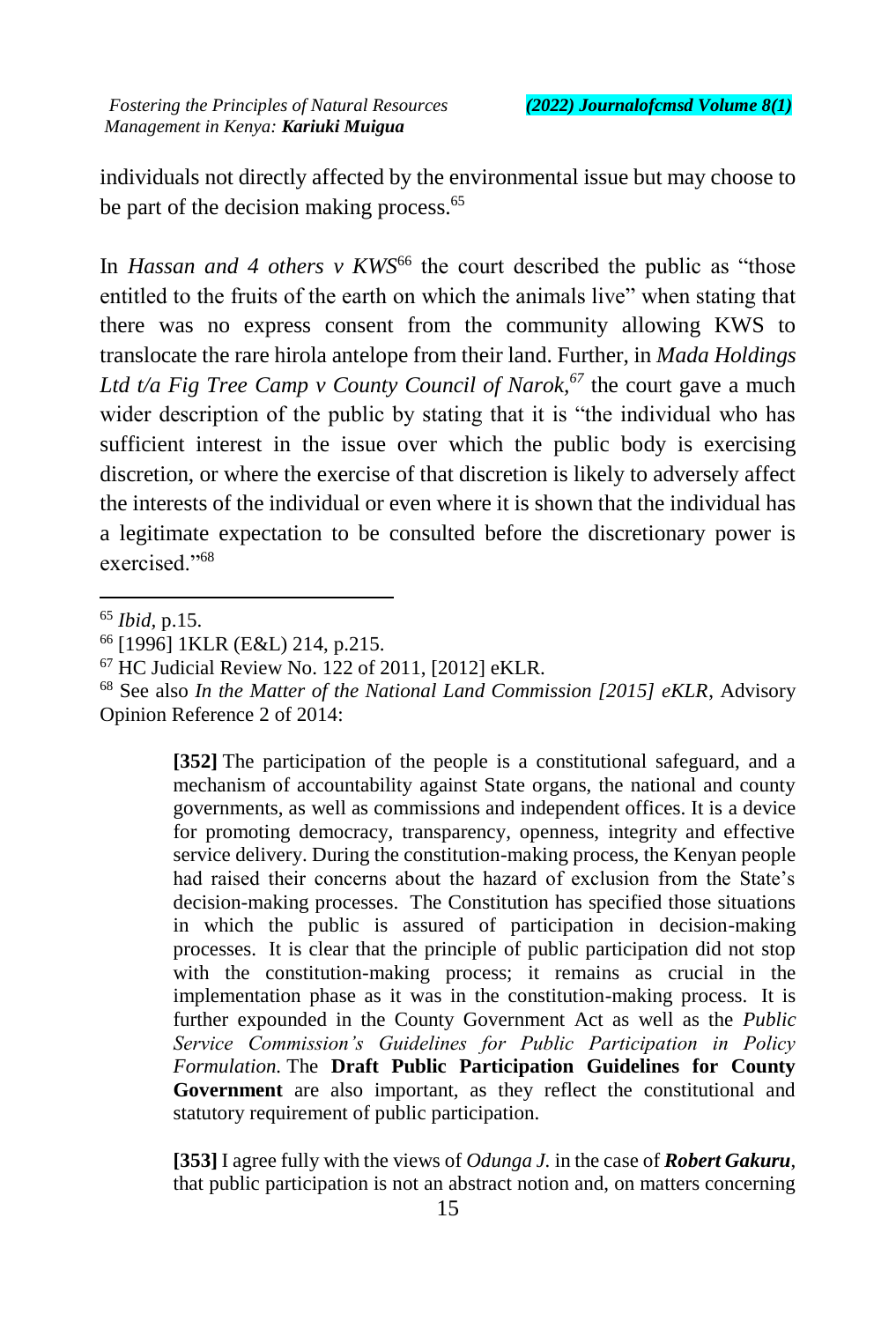individuals not directly affected by the environmental issue but may choose to be part of the decision making process.[65]

In *Hassan and 4 others v KWS*[66] the court described the public as "those entitled to the fruits of the earth on which the animals live" when stating that there was no express consent from the community allowing KWS to translocate the rare hirola antelope from their land. Further, in *Mada Holdings Ltd t/a Fig Tree Camp v County Council of Narok,*[67] the court gave a much wider description of the public by stating that it is "the individual who has sufficient interest in the issue over which the public body is exercising discretion, or where the exercise of that discretion is likely to adversely affect the interests of the individual or even where it is shown that the individual has a legitimate expectation to be consulted before the discretionary power is exercised."[68]

---

[65] *Ibid,* p.15.

[66] [1996] 1KLR (E&L) 214, p.215.

[67] HC Judicial Review No. 122 of 2011, [2012] eKLR.

[68] See also *In the Matter of the National Land Commission [2015] eKLR*, Advisory Opinion Reference 2 of 2014:

> **[352]** The participation of the people is a constitutional safeguard, and a mechanism of accountability against State organs, the national and county governments, as well as commissions and independent offices. It is a device for promoting democracy, transparency, openness, integrity and effective service delivery. During the constitution-making process, the Kenyan people had raised their concerns about the hazard of exclusion from the State's decision-making processes. The Constitution has specified those situations in which the public is assured of participation in decision-making processes. It is clear that the principle of public participation did not stop with the constitution-making process; it remains as crucial in the implementation phase as it was in the constitution-making process. It is further expounded in the County Government Act as well as the *Public Service Commission's Guidelines for Public Participation in Policy Formulation.* The **Draft Public Participation Guidelines for County Government** are also important, as they reflect the constitutional and statutory requirement of public participation.
>
> **[353]** I agree fully with the views of *Odunga J.* in the case of ***Robert Gakuru***, that public participation is not an abstract notion and, on matters concerning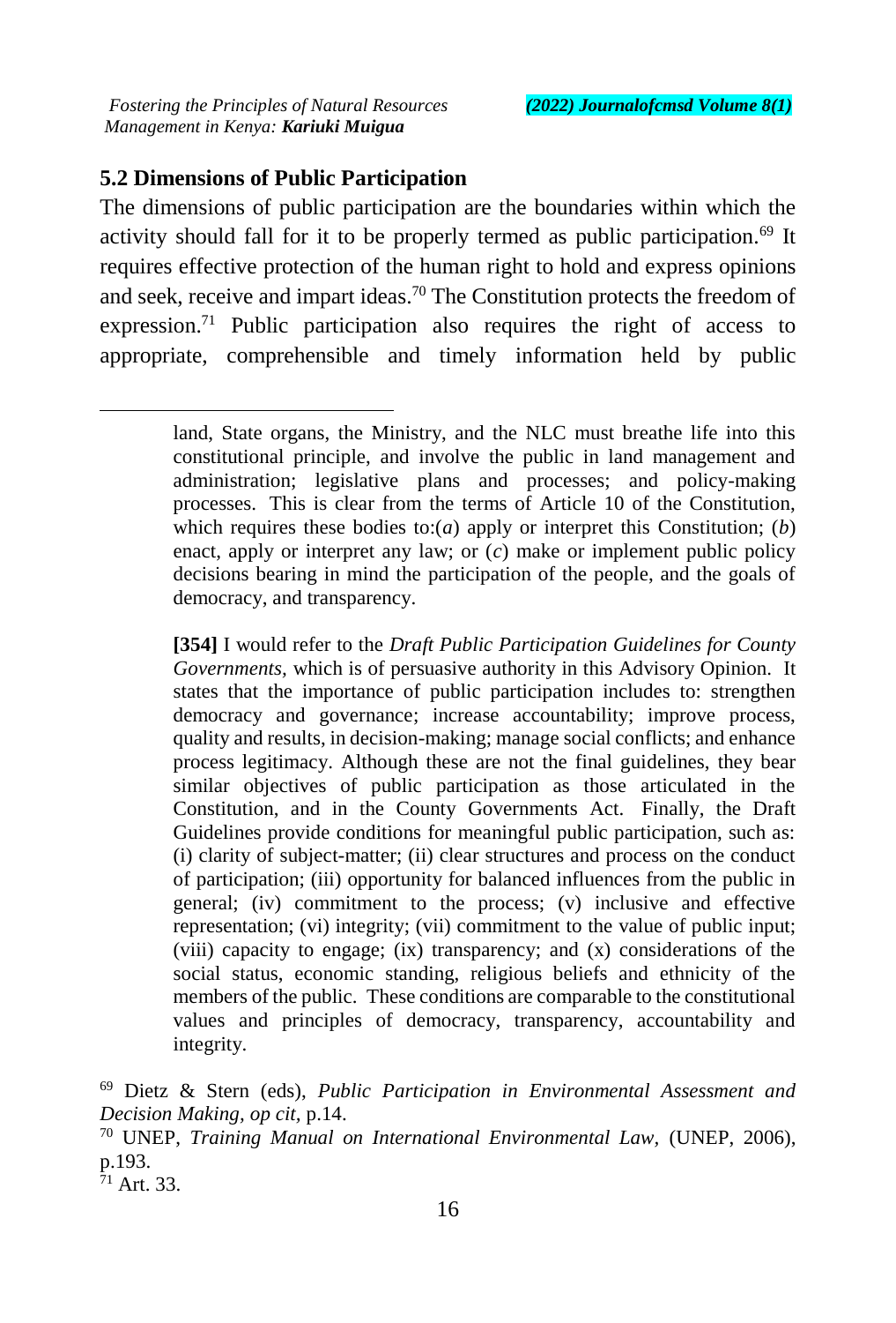### 5.2 Dimensions of Public Participation

The dimensions of public participation are the boundaries within which the activity should fall for it to be properly termed as public participation.[69] It requires effective protection of the human right to hold and express opinions and seek, receive and impart ideas.[70] The Constitution protects the freedom of expression.[71] Public participation also requires the right of access to appropriate, comprehensible and timely information held by public

---

land, State organs, the Ministry, and the NLC must breathe life into this constitutional principle, and involve the public in land management and administration; legislative plans and processes; and policy-making processes. This is clear from the terms of Article 10 of the Constitution, which requires these bodies to:(*a*) apply or interpret this Constitution; (*b*) enact, apply or interpret any law; or (*c*) make or implement public policy decisions bearing in mind the participation of the people, and the goals of democracy, and transparency.

**[354]** I would refer to the *Draft Public Participation Guidelines for County Governments*, which is of persuasive authority in this Advisory Opinion. It states that the importance of public participation includes to: strengthen democracy and governance; increase accountability; improve process, quality and results, in decision-making; manage social conflicts; and enhance process legitimacy. Although these are not the final guidelines, they bear similar objectives of public participation as those articulated in the Constitution, and in the County Governments Act. Finally, the Draft Guidelines provide conditions for meaningful public participation, such as: (i) clarity of subject-matter; (ii) clear structures and process on the conduct of participation; (iii) opportunity for balanced influences from the public in general; (iv) commitment to the process; (v) inclusive and effective representation; (vi) integrity; (vii) commitment to the value of public input; (viii) capacity to engage; (ix) transparency; and (x) considerations of the social status, economic standing, religious beliefs and ethnicity of the members of the public. These conditions are comparable to the constitutional values and principles of democracy, transparency, accountability and integrity.

[69] Dietz & Stern (eds), *Public Participation in Environmental Assessment and Decision Making, op cit*, p.14.

[70] UNEP, *Training Manual on International Environmental Law*, (UNEP, 2006), p.193.

[71] Art. 33.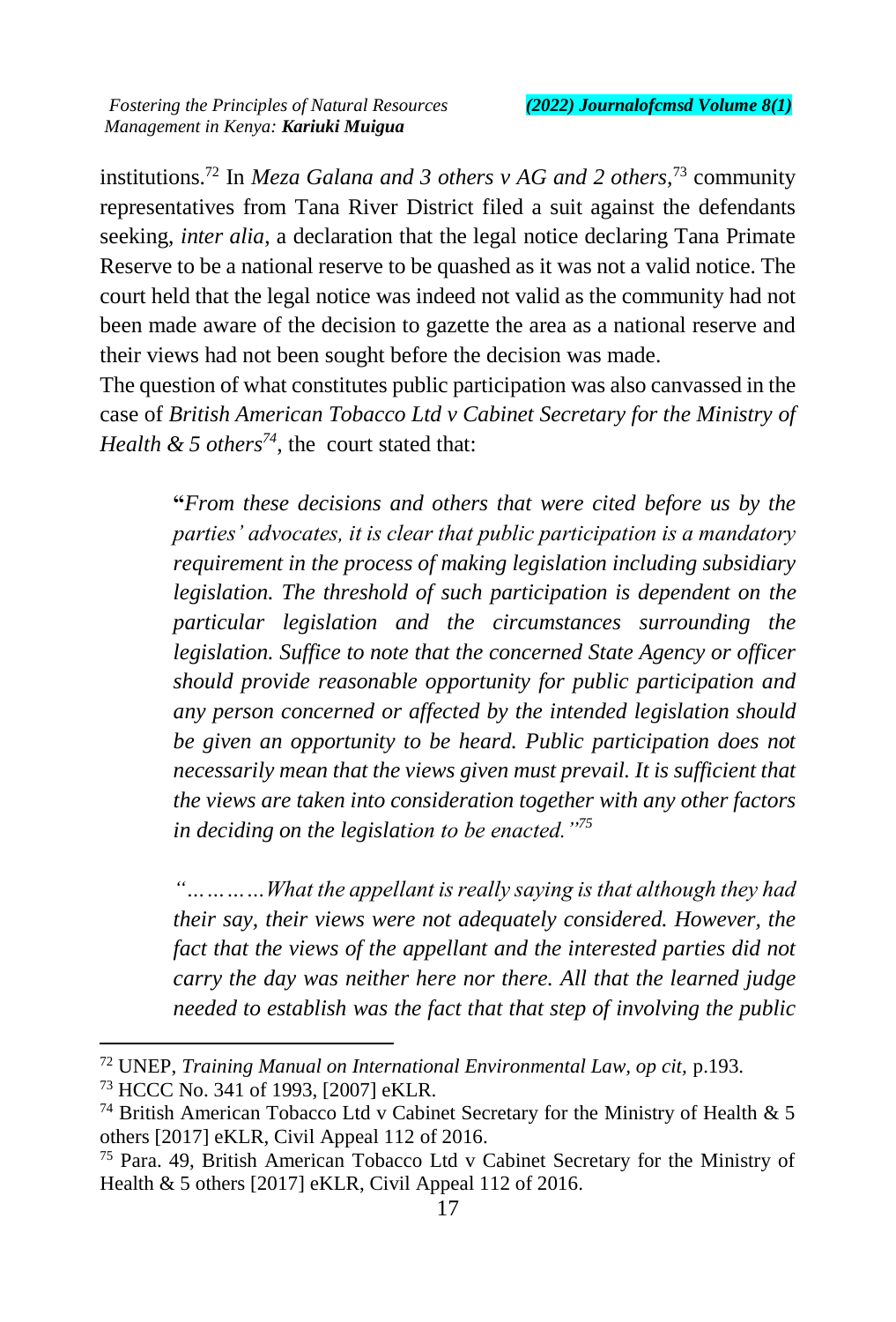institutions.[72] In *Meza Galana and 3 others v AG and 2 others,*[73] community representatives from Tana River District filed a suit against the defendants seeking, *inter alia*, a declaration that the legal notice declaring Tana Primate Reserve to be a national reserve to be quashed as it was not a valid notice. The court held that the legal notice was indeed not valid as the community had not been made aware of the decision to gazette the area as a national reserve and their views had not been sought before the decision was made.

The question of what constitutes public participation was also canvassed in the case of *British American Tobacco Ltd v Cabinet Secretary for the Ministry of Health & 5 others*[74], the court stated that:

> **"***From these decisions and others that were cited before us by the parties' advocates, it is clear that public participation is a mandatory requirement in the process of making legislation including subsidiary legislation. The threshold of such participation is dependent on the particular legislation and the circumstances surrounding the legislation. Suffice to note that the concerned State Agency or officer should provide reasonable opportunity for public participation and any person concerned or affected by the intended legislation should be given an opportunity to be heard. Public participation does not necessarily mean that the views given must prevail. It is sufficient that the views are taken into consideration together with any other factors in deciding on the legislation to be enacted."*[75]
>
> *"…………What the appellant is really saying is that although they had their say, their views were not adequately considered. However, the fact that the views of the appellant and the interested parties did not carry the day was neither here nor there. All that the learned judge needed to establish was the fact that that step of involving the public*

---

[72] UNEP, *Training Manual on International Environmental Law, op cit,* p.193.

[73] HCCC No. 341 of 1993, [2007] eKLR.

[74] British American Tobacco Ltd v Cabinet Secretary for the Ministry of Health & 5 others [2017] eKLR, Civil Appeal 112 of 2016.

[75] Para. 49, British American Tobacco Ltd v Cabinet Secretary for the Ministry of Health & 5 others [2017] eKLR, Civil Appeal 112 of 2016.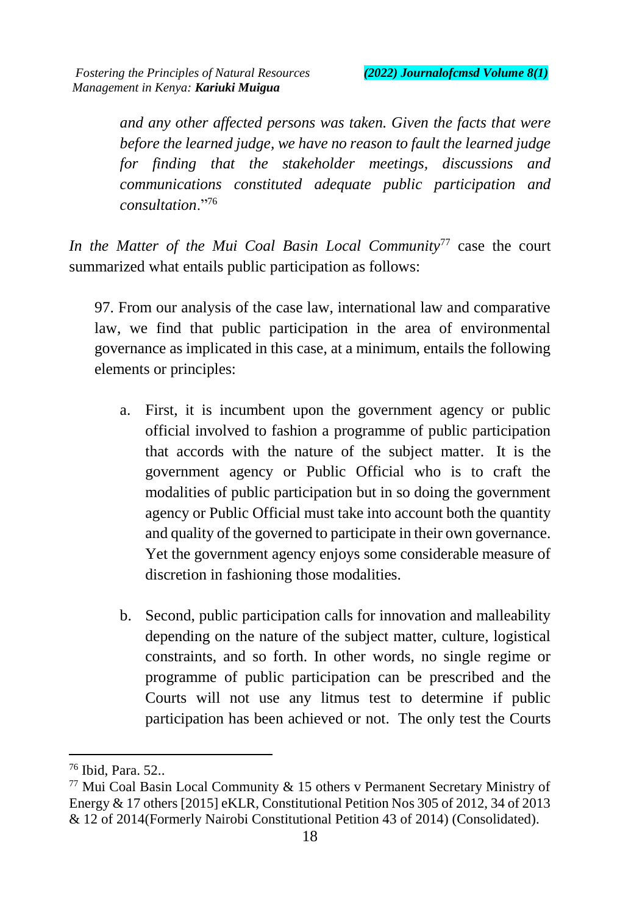*and any other affected persons was taken. Given the facts that were before the learned judge, we have no reason to fault the learned judge for finding that the stakeholder meetings, discussions and communications constituted adequate public participation and consultation*."[76]

*In the Matter of the Mui Coal Basin Local Community*[77] case the court summarized what entails public participation as follows:

> 97. From our analysis of the case law, international law and comparative law, we find that public participation in the area of environmental governance as implicated in this case, at a minimum, entails the following elements or principles:
>
> a. First, it is incumbent upon the government agency or public official involved to fashion a programme of public participation that accords with the nature of the subject matter. It is the government agency or Public Official who is to craft the modalities of public participation but in so doing the government agency or Public Official must take into account both the quantity and quality of the governed to participate in their own governance. Yet the government agency enjoys some considerable measure of discretion in fashioning those modalities.
>
> b. Second, public participation calls for innovation and malleability depending on the nature of the subject matter, culture, logistical constraints, and so forth. In other words, no single regime or programme of public participation can be prescribed and the Courts will not use any litmus test to determine if public participation has been achieved or not. The only test the Courts

---

[76] Ibid, Para. 52..

[77] Mui Coal Basin Local Community & 15 others v Permanent Secretary Ministry of Energy & 17 others [2015] eKLR, Constitutional Petition Nos 305 of 2012, 34 of 2013 & 12 of 2014(Formerly Nairobi Constitutional Petition 43 of 2014) (Consolidated).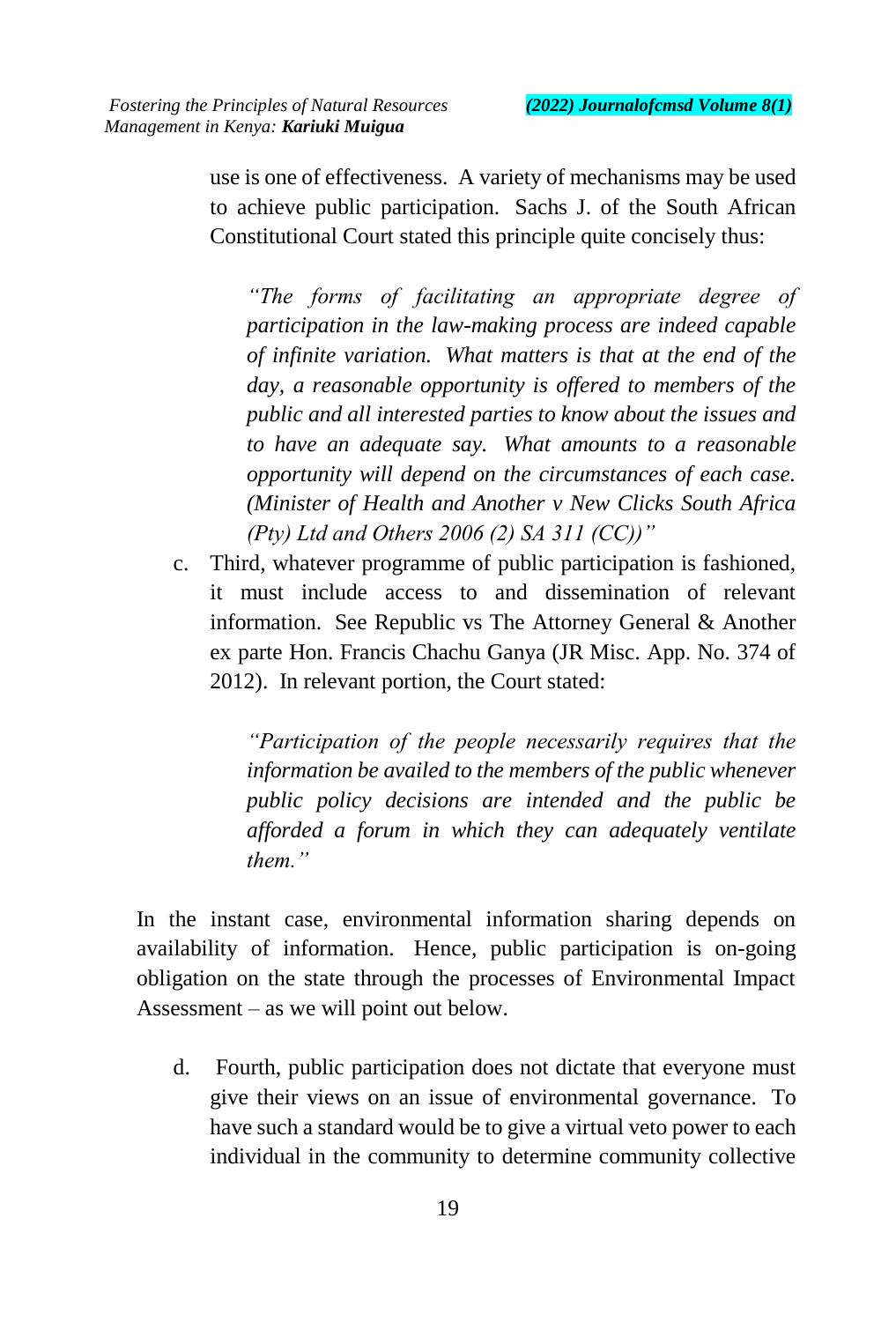use is one of effectiveness. A variety of mechanisms may be used to achieve public participation. Sachs J. of the South African Constitutional Court stated this principle quite concisely thus:

> *"The forms of facilitating an appropriate degree of participation in the law-making process are indeed capable of infinite variation. What matters is that at the end of the day, a reasonable opportunity is offered to members of the public and all interested parties to know about the issues and to have an adequate say. What amounts to a reasonable opportunity will depend on the circumstances of each case. (Minister of Health and Another v New Clicks South Africa (Pty) Ltd and Others 2006 (2) SA 311 (CC))"*

c. Third, whatever programme of public participation is fashioned, it must include access to and dissemination of relevant information. See Republic vs The Attorney General & Another ex parte Hon. Francis Chachu Ganya (JR Misc. App. No. 374 of 2012). In relevant portion, the Court stated:

> *"Participation of the people necessarily requires that the information be availed to the members of the public whenever public policy decisions are intended and the public be afforded a forum in which they can adequately ventilate them."*

In the instant case, environmental information sharing depends on availability of information. Hence, public participation is on-going obligation on the state through the processes of Environmental Impact Assessment – as we will point out below.

d. Fourth, public participation does not dictate that everyone must give their views on an issue of environmental governance. To have such a standard would be to give a virtual veto power to each individual in the community to determine community collective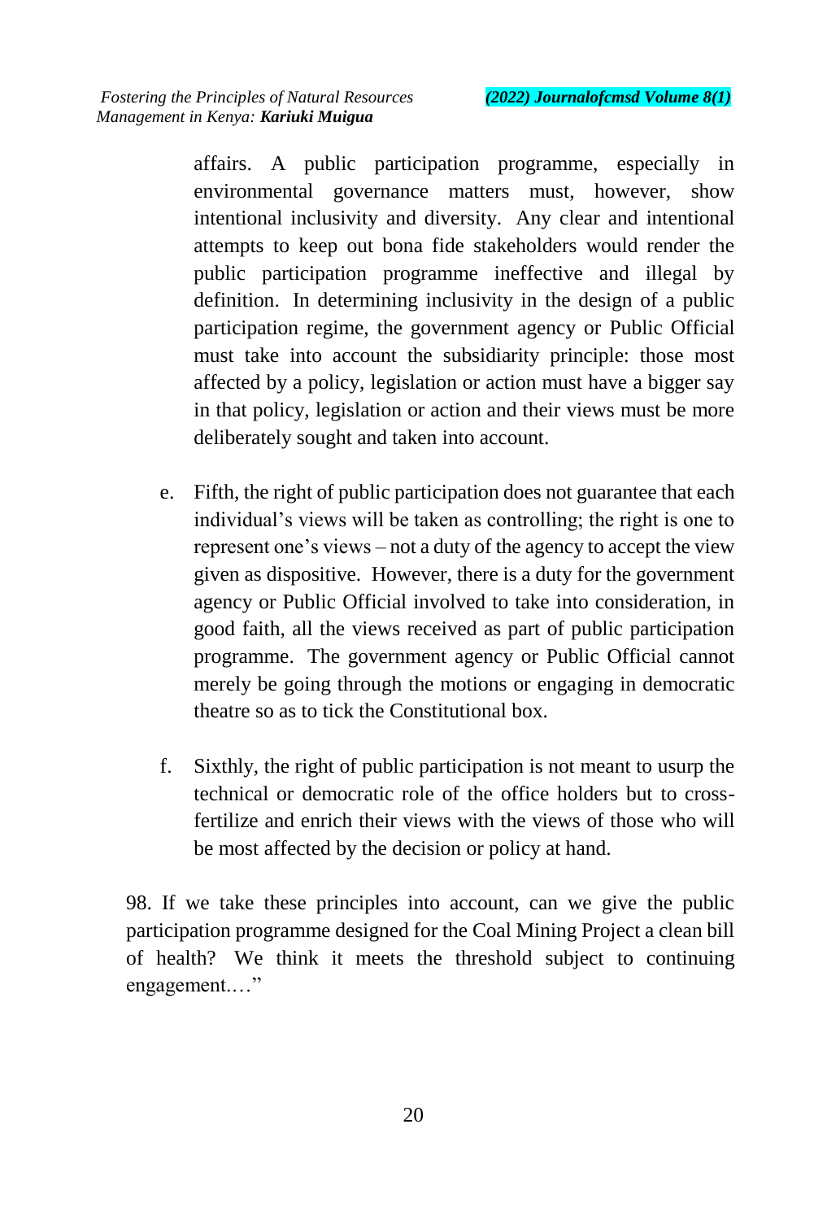affairs. A public participation programme, especially in environmental governance matters must, however, show intentional inclusivity and diversity. Any clear and intentional attempts to keep out bona fide stakeholders would render the public participation programme ineffective and illegal by definition. In determining inclusivity in the design of a public participation regime, the government agency or Public Official must take into account the subsidiarity principle: those most affected by a policy, legislation or action must have a bigger say in that policy, legislation or action and their views must be more deliberately sought and taken into account.

e. Fifth, the right of public participation does not guarantee that each individual's views will be taken as controlling; the right is one to represent one's views – not a duty of the agency to accept the view given as dispositive. However, there is a duty for the government agency or Public Official involved to take into consideration, in good faith, all the views received as part of public participation programme. The government agency or Public Official cannot merely be going through the motions or engaging in democratic theatre so as to tick the Constitutional box.

f. Sixthly, the right of public participation is not meant to usurp the technical or democratic role of the office holders but to cross-fertilize and enrich their views with the views of those who will be most affected by the decision or policy at hand.

98. If we take these principles into account, can we give the public participation programme designed for the Coal Mining Project a clean bill of health? We think it meets the threshold subject to continuing engagement.…"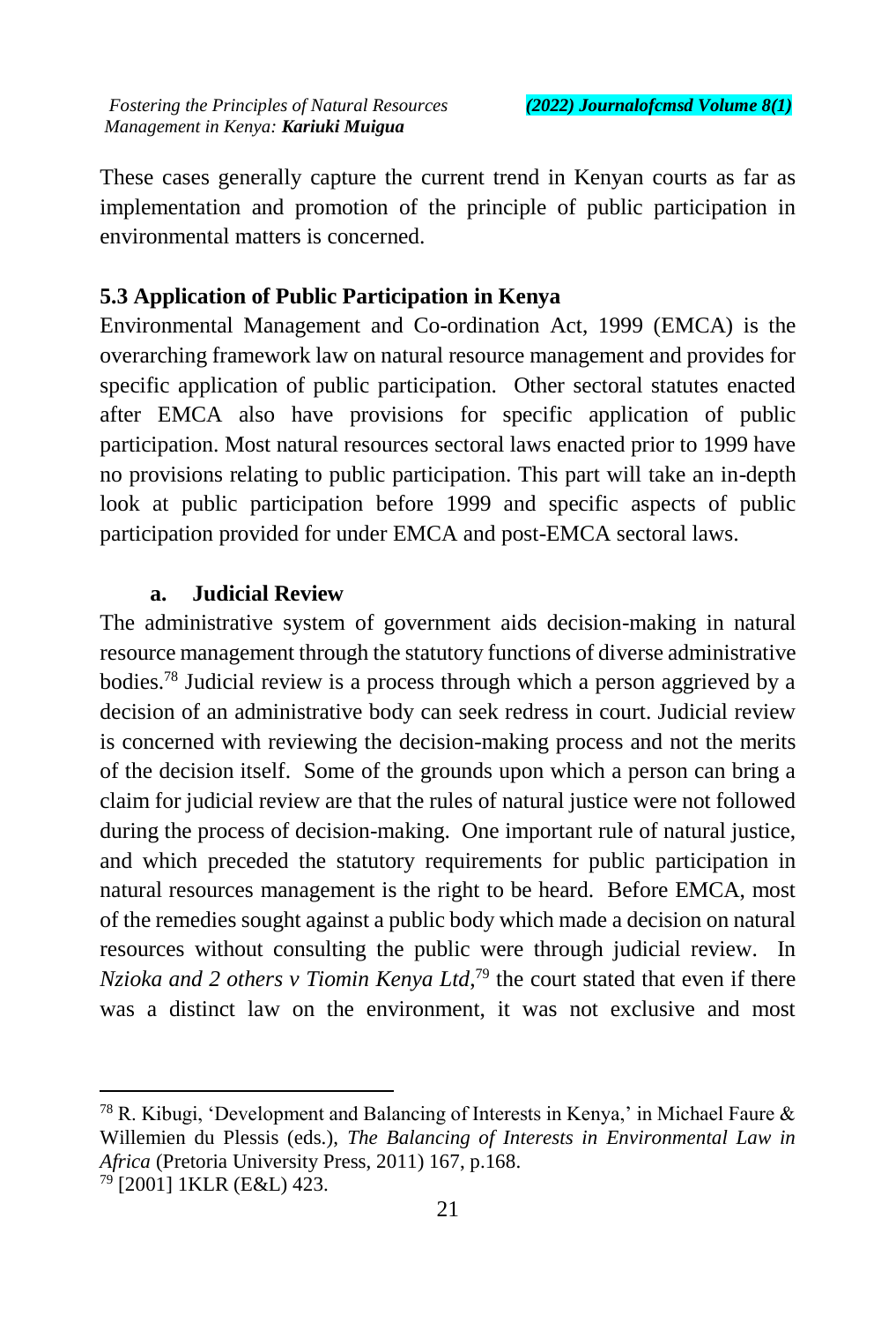These cases generally capture the current trend in Kenyan courts as far as implementation and promotion of the principle of public participation in environmental matters is concerned.

### 5.3 Application of Public Participation in Kenya

Environmental Management and Co-ordination Act, 1999 (EMCA) is the overarching framework law on natural resource management and provides for specific application of public participation. Other sectoral statutes enacted after EMCA also have provisions for specific application of public participation. Most natural resources sectoral laws enacted prior to 1999 have no provisions relating to public participation. This part will take an in-depth look at public participation before 1999 and specific aspects of public participation provided for under EMCA and post-EMCA sectoral laws.

#### a. Judicial Review

The administrative system of government aids decision-making in natural resource management through the statutory functions of diverse administrative bodies.[78] Judicial review is a process through which a person aggrieved by a decision of an administrative body can seek redress in court. Judicial review is concerned with reviewing the decision-making process and not the merits of the decision itself. Some of the grounds upon which a person can bring a claim for judicial review are that the rules of natural justice were not followed during the process of decision-making. One important rule of natural justice, and which preceded the statutory requirements for public participation in natural resources management is the right to be heard. Before EMCA, most of the remedies sought against a public body which made a decision on natural resources without consulting the public were through judicial review. In *Nzioka and 2 others v Tiomin Kenya Ltd*,[79] the court stated that even if there was a distinct law on the environment, it was not exclusive and most

---

[78] R. Kibugi, 'Development and Balancing of Interests in Kenya,' in Michael Faure & Willemien du Plessis (eds.), *The Balancing of Interests in Environmental Law in Africa* (Pretoria University Press, 2011) 167, p.168.

[79] [2001] 1KLR (E&L) 423.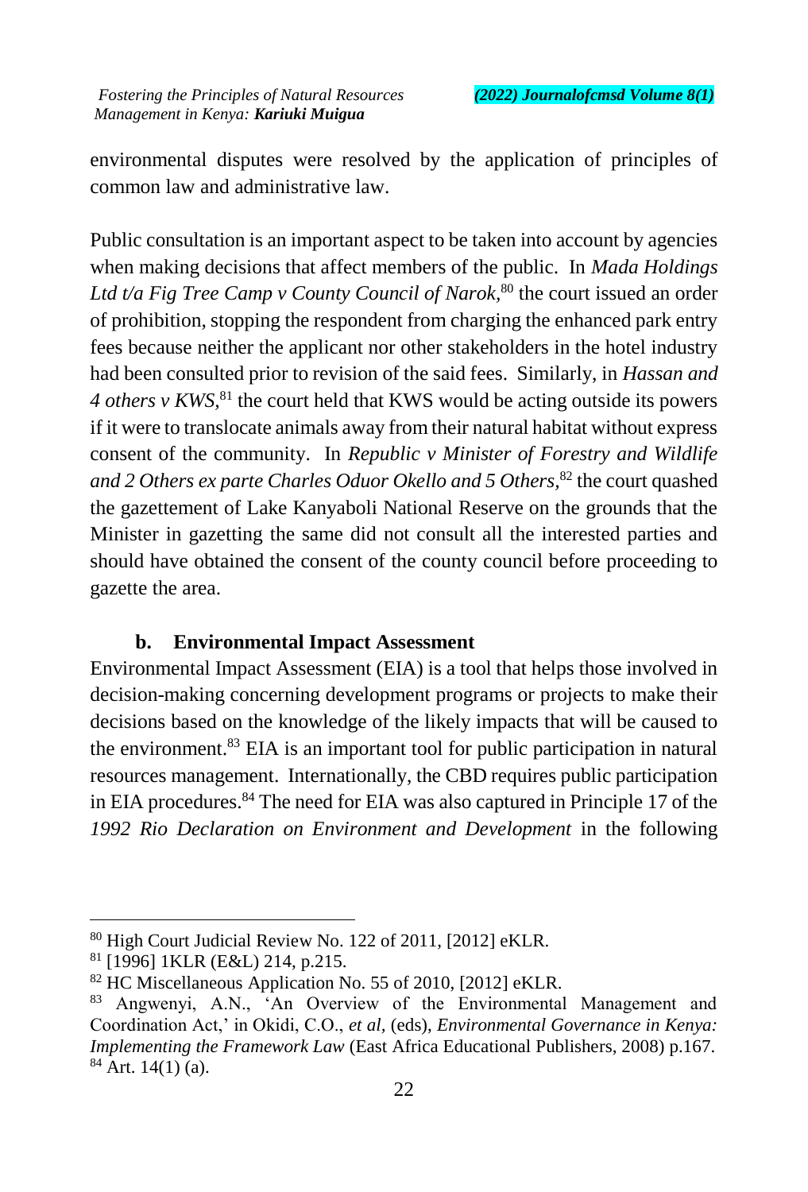environmental disputes were resolved by the application of principles of common law and administrative law.

Public consultation is an important aspect to be taken into account by agencies when making decisions that affect members of the public. In *Mada Holdings Ltd t/a Fig Tree Camp v County Council of Narok*,[80] the court issued an order of prohibition, stopping the respondent from charging the enhanced park entry fees because neither the applicant nor other stakeholders in the hotel industry had been consulted prior to revision of the said fees. Similarly, in *Hassan and 4 others v KWS*,[81] the court held that KWS would be acting outside its powers if it were to translocate animals away from their natural habitat without express consent of the community. In *Republic v Minister of Forestry and Wildlife and 2 Others ex parte Charles Oduor Okello and 5 Others*,[82] the court quashed the gazettement of Lake Kanyaboli National Reserve on the grounds that the Minister in gazetting the same did not consult all the interested parties and should have obtained the consent of the county council before proceeding to gazette the area.

### b. Environmental Impact Assessment

Environmental Impact Assessment (EIA) is a tool that helps those involved in decision-making concerning development programs or projects to make their decisions based on the knowledge of the likely impacts that will be caused to the environment.[83] EIA is an important tool for public participation in natural resources management. Internationally, the CBD requires public participation in EIA procedures.[84] The need for EIA was also captured in Principle 17 of the *1992 Rio Declaration on Environment and Development* in the following

---

[80] High Court Judicial Review No. 122 of 2011, [2012] eKLR.

[81] [1996] 1KLR (E&L) 214, p.215.

[82] HC Miscellaneous Application No. 55 of 2010, [2012] eKLR.

[83] Angwenyi, A.N., 'An Overview of the Environmental Management and Coordination Act,' in Okidi, C.O., *et al*, (eds), *Environmental Governance in Kenya: Implementing the Framework Law* (East Africa Educational Publishers, 2008) p.167.

[84] Art. 14(1) (a).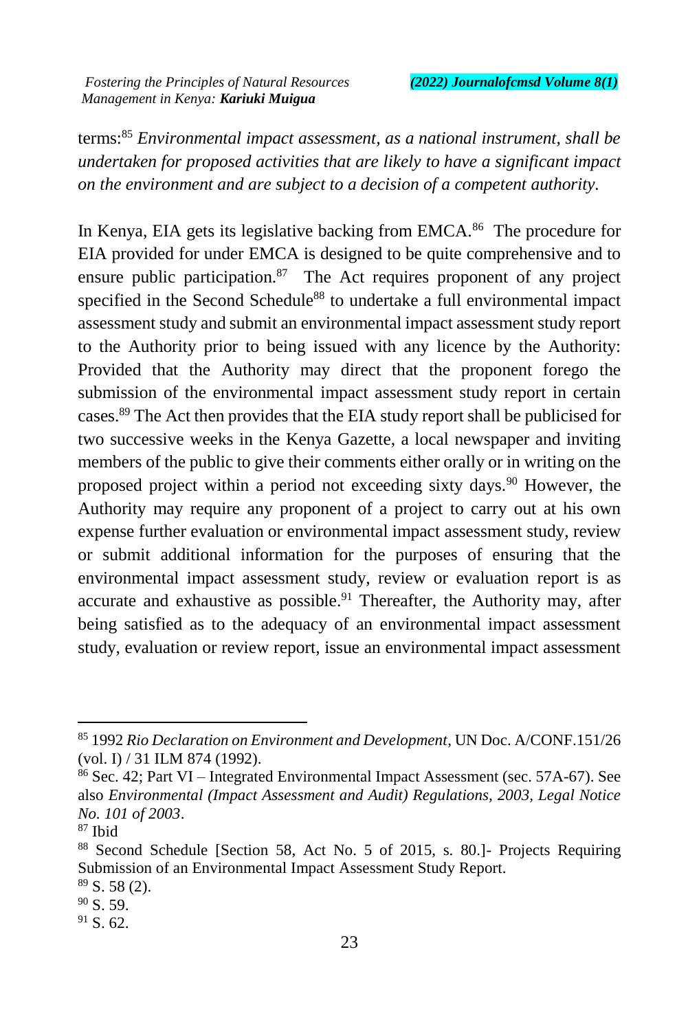terms:[85] *Environmental impact assessment, as a national instrument, shall be undertaken for proposed activities that are likely to have a significant impact on the environment and are subject to a decision of a competent authority.*

In Kenya, EIA gets its legislative backing from EMCA.[86] The procedure for EIA provided for under EMCA is designed to be quite comprehensive and to ensure public participation.[87] The Act requires proponent of any project specified in the Second Schedule[88] to undertake a full environmental impact assessment study and submit an environmental impact assessment study report to the Authority prior to being issued with any licence by the Authority: Provided that the Authority may direct that the proponent forego the submission of the environmental impact assessment study report in certain cases.[89] The Act then provides that the EIA study report shall be publicised for two successive weeks in the Kenya Gazette, a local newspaper and inviting members of the public to give their comments either orally or in writing on the proposed project within a period not exceeding sixty days.[90] However, the Authority may require any proponent of a project to carry out at his own expense further evaluation or environmental impact assessment study, review or submit additional information for the purposes of ensuring that the environmental impact assessment study, review or evaluation report is as accurate and exhaustive as possible.[91] Thereafter, the Authority may, after being satisfied as to the adequacy of an environmental impact assessment study, evaluation or review report, issue an environmental impact assessment

---

[85] 1992 *Rio Declaration on Environment and Development*, UN Doc. A/CONF.151/26 (vol. I) / 31 ILM 874 (1992).

[86] Sec. 42; Part VI – Integrated Environmental Impact Assessment (sec. 57A-67). See also *Environmental (Impact Assessment and Audit) Regulations, 2003, Legal Notice No. 101 of 2003*.

[87] Ibid

[88] Second Schedule [Section 58, Act No. 5 of 2015, s. 80.]- Projects Requiring Submission of an Environmental Impact Assessment Study Report.

[89] S. 58 (2).

[90] S. 59.

[91] S. 62.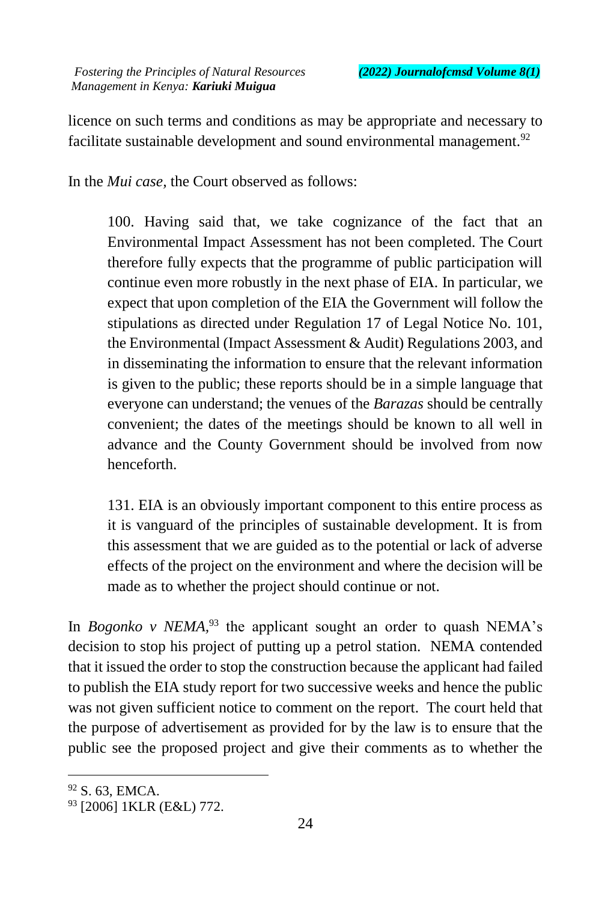licence on such terms and conditions as may be appropriate and necessary to facilitate sustainable development and sound environmental management.[92]

In the *Mui case,* the Court observed as follows:

> 100. Having said that, we take cognizance of the fact that an Environmental Impact Assessment has not been completed. The Court therefore fully expects that the programme of public participation will continue even more robustly in the next phase of EIA. In particular, we expect that upon completion of the EIA the Government will follow the stipulations as directed under Regulation 17 of Legal Notice No. 101, the Environmental (Impact Assessment & Audit) Regulations 2003, and in disseminating the information to ensure that the relevant information is given to the public; these reports should be in a simple language that everyone can understand; the venues of the *Barazas* should be centrally convenient; the dates of the meetings should be known to all well in advance and the County Government should be involved from now henceforth.
>
> 131. EIA is an obviously important component to this entire process as it is vanguard of the principles of sustainable development. It is from this assessment that we are guided as to the potential or lack of adverse effects of the project on the environment and where the decision will be made as to whether the project should continue or not.

In *Bogonko v NEMA,*[93] the applicant sought an order to quash NEMA's decision to stop his project of putting up a petrol station. NEMA contended that it issued the order to stop the construction because the applicant had failed to publish the EIA study report for two successive weeks and hence the public was not given sufficient notice to comment on the report. The court held that the purpose of advertisement as provided for by the law is to ensure that the public see the proposed project and give their comments as to whether the

---

[92] S. 63, EMCA.

[93] [2006] 1KLR (E&L) 772.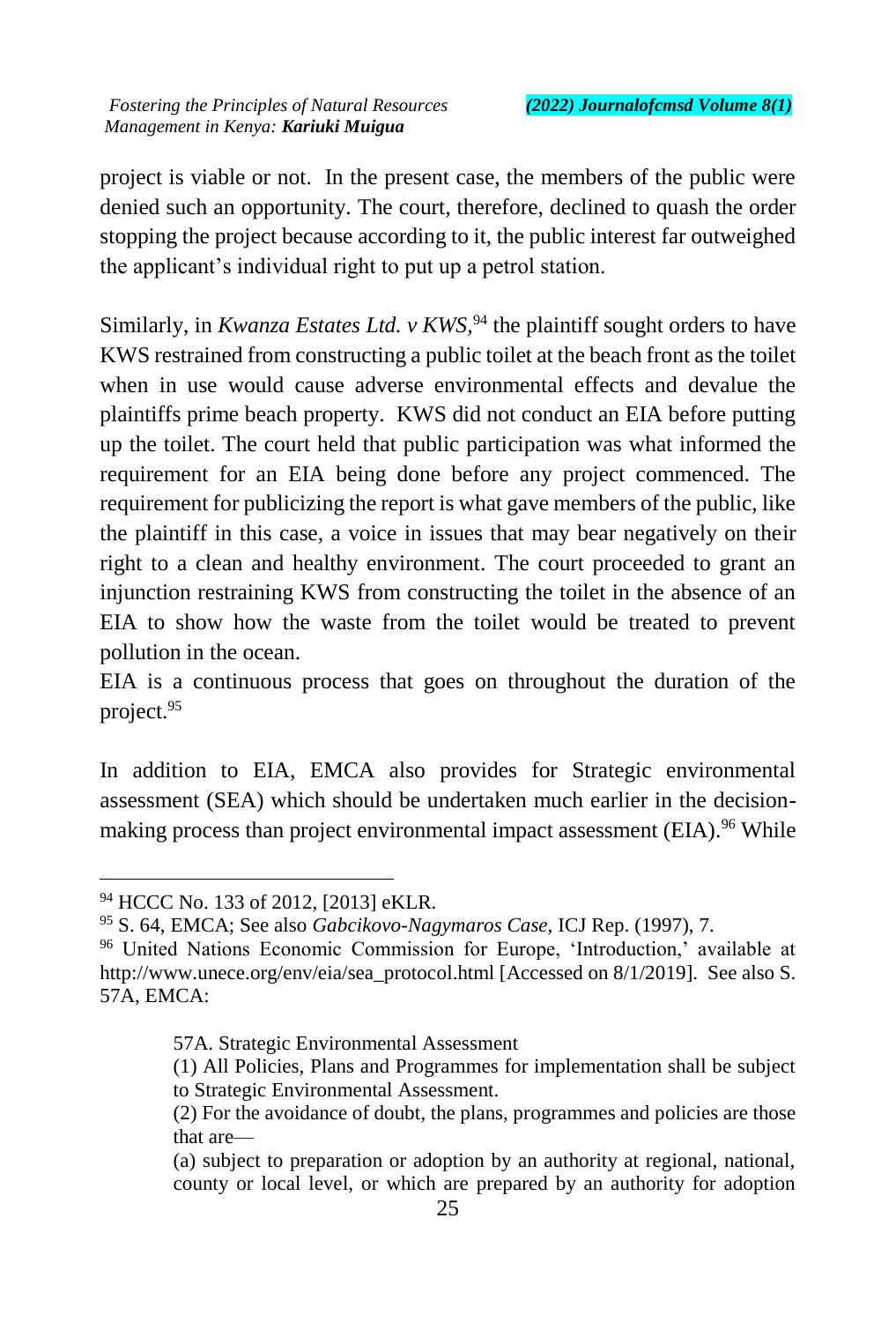project is viable or not. In the present case, the members of the public were denied such an opportunity. The court, therefore, declined to quash the order stopping the project because according to it, the public interest far outweighed the applicant's individual right to put up a petrol station.

Similarly, in *Kwanza Estates Ltd. v KWS*,[94] the plaintiff sought orders to have KWS restrained from constructing a public toilet at the beach front as the toilet when in use would cause adverse environmental effects and devalue the plaintiffs prime beach property. KWS did not conduct an EIA before putting up the toilet. The court held that public participation was what informed the requirement for an EIA being done before any project commenced. The requirement for publicizing the report is what gave members of the public, like the plaintiff in this case, a voice in issues that may bear negatively on their right to a clean and healthy environment. The court proceeded to grant an injunction restraining KWS from constructing the toilet in the absence of an EIA to show how the waste from the toilet would be treated to prevent pollution in the ocean.
EIA is a continuous process that goes on throughout the duration of the project.[95]

In addition to EIA, EMCA also provides for Strategic environmental assessment (SEA) which should be undertaken much earlier in the decision-making process than project environmental impact assessment (EIA).[96] While

---

[94] HCCC No. 133 of 2012, [2013] eKLR.

[95] S. 64, EMCA; See also *Gabcikovo-Nagymaros Case,* ICJ Rep. (1997), 7.

[96] United Nations Economic Commission for Europe, 'Introduction,' available at http://www.unece.org/env/eia/sea_protocol.html [Accessed on 8/1/2019]. See also S. 57A, EMCA:

> 57A. Strategic Environmental Assessment
> (1) All Policies, Plans and Programmes for implementation shall be subject to Strategic Environmental Assessment.
> (2) For the avoidance of doubt, the plans, programmes and policies are those that are—
> (a) subject to preparation or adoption by an authority at regional, national, county or local level, or which are prepared by an authority for adoption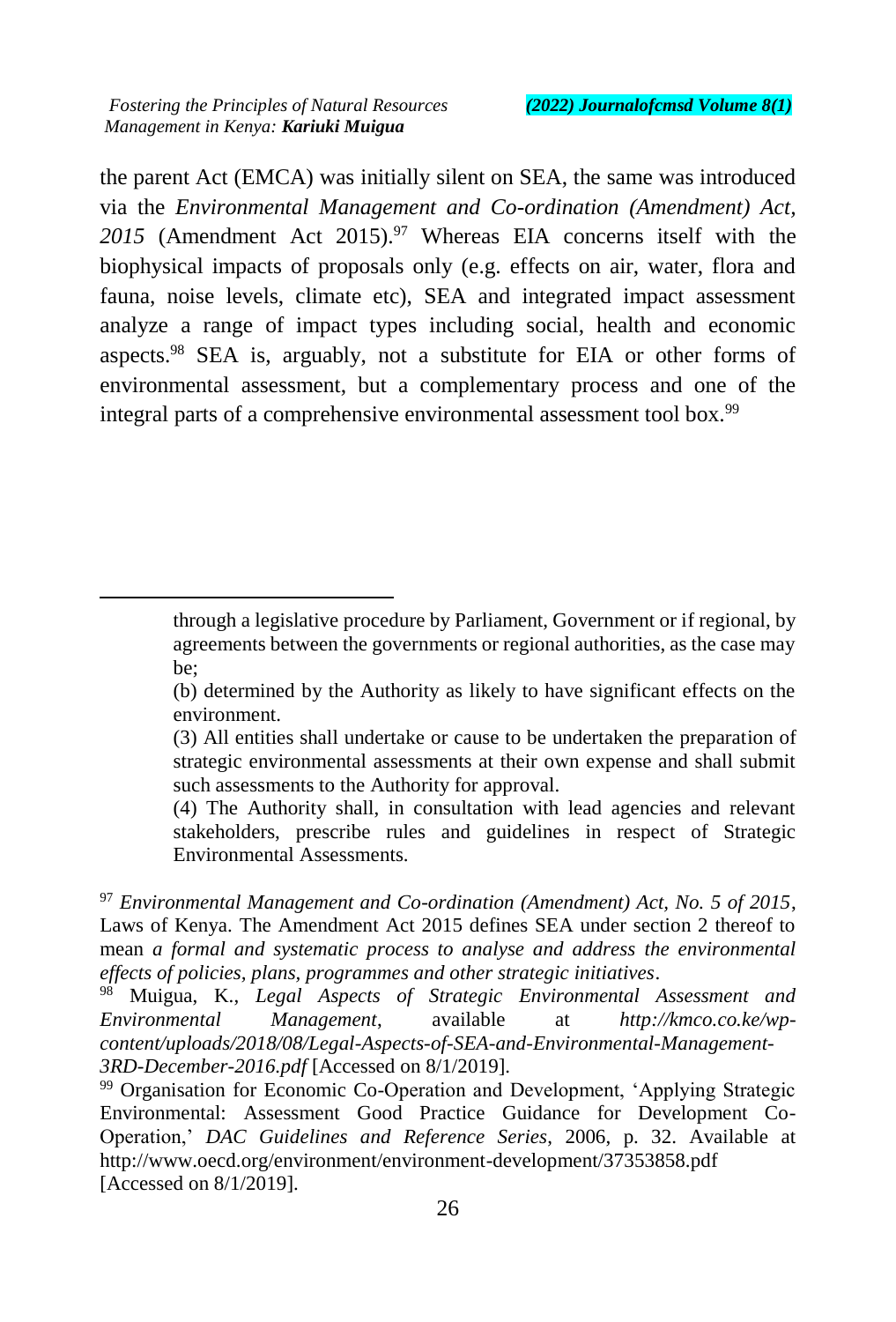the parent Act (EMCA) was initially silent on SEA, the same was introduced via the *Environmental Management and Co-ordination (Amendment) Act, 2015* (Amendment Act 2015).[97] Whereas EIA concerns itself with the biophysical impacts of proposals only (e.g. effects on air, water, flora and fauna, noise levels, climate etc), SEA and integrated impact assessment analyze a range of impact types including social, health and economic aspects.[98] SEA is, arguably, not a substitute for EIA or other forms of environmental assessment, but a complementary process and one of the integral parts of a comprehensive environmental assessment tool box.[99]

---

> through a legislative procedure by Parliament, Government or if regional, by agreements between the governments or regional authorities, as the case may be;
>
> (b) determined by the Authority as likely to have significant effects on the environment.
>
> (3) All entities shall undertake or cause to be undertaken the preparation of strategic environmental assessments at their own expense and shall submit such assessments to the Authority for approval.
>
> (4) The Authority shall, in consultation with lead agencies and relevant stakeholders, prescribe rules and guidelines in respect of Strategic Environmental Assessments.

[97] *Environmental Management and Co-ordination (Amendment) Act, No. 5 of 2015*, Laws of Kenya. The Amendment Act 2015 defines SEA under section 2 thereof to mean *a formal and systematic process to analyse and address the environmental effects of policies, plans, programmes and other strategic initiatives*.

[98] Muigua, K., *Legal Aspects of Strategic Environmental Assessment and Environmental Management*, available at *http://kmco.co.ke/wp-content/uploads/2018/08/Legal-Aspects-of-SEA-and-Environmental-Management-3RD-December-2016.pdf* [Accessed on 8/1/2019].

[99] Organisation for Economic Co-Operation and Development, 'Applying Strategic Environmental: Assessment Good Practice Guidance for Development Co-Operation,' *DAC Guidelines and Reference Series*, 2006, p. 32. Available at http://www.oecd.org/environment/environment-development/37353858.pdf [Accessed on 8/1/2019].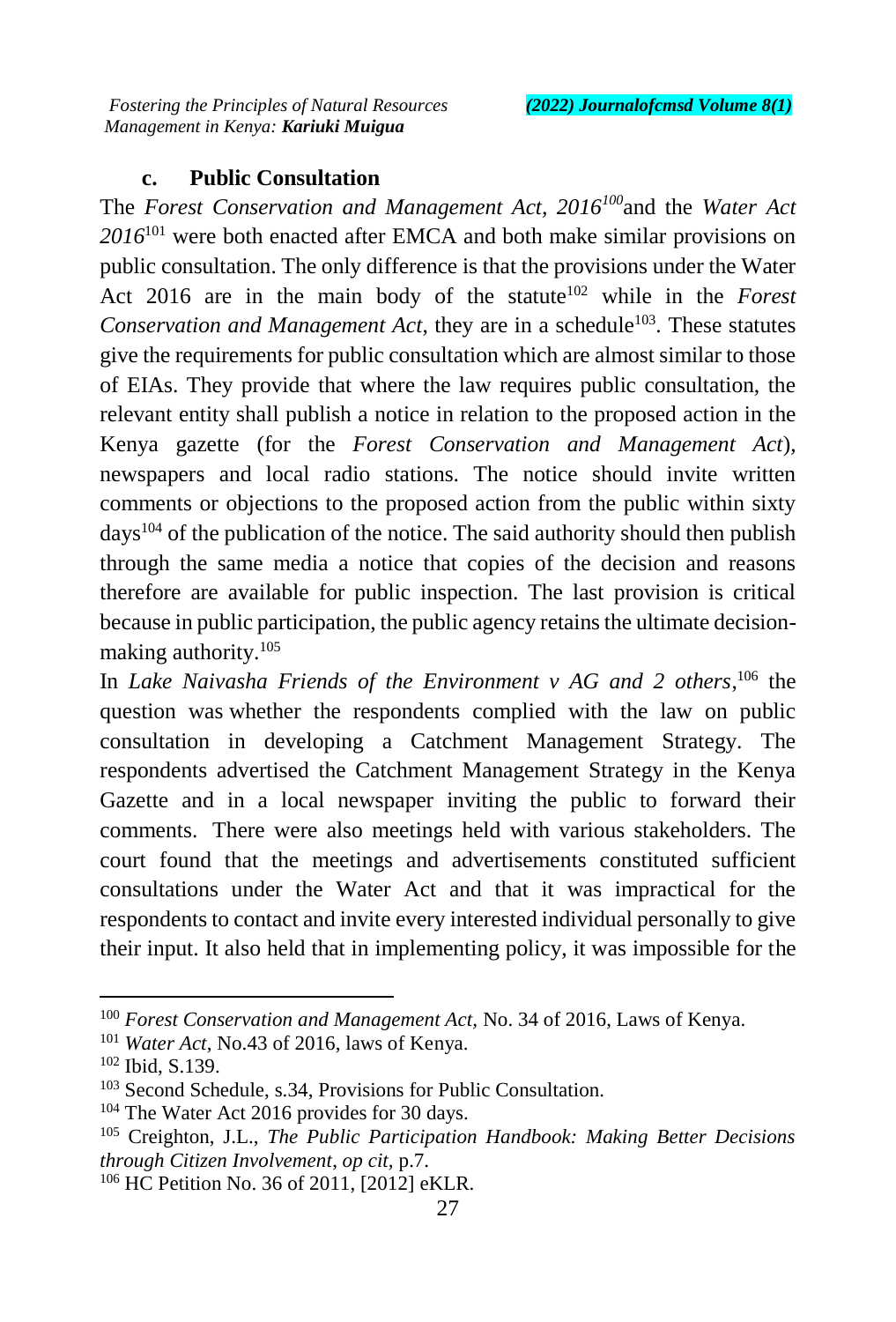### c. Public Consultation

The *Forest Conservation and Management Act, 2016*[100] and the *Water Act 2016*[101] were both enacted after EMCA and both make similar provisions on public consultation. The only difference is that the provisions under the Water Act 2016 are in the main body of the statute[102] while in the *Forest Conservation and Management Act*, they are in a schedule[103]. These statutes give the requirements for public consultation which are almost similar to those of EIAs. They provide that where the law requires public consultation, the relevant entity shall publish a notice in relation to the proposed action in the Kenya gazette (for the *Forest Conservation and Management Act*), newspapers and local radio stations. The notice should invite written comments or objections to the proposed action from the public within sixty days[104] of the publication of the notice. The said authority should then publish through the same media a notice that copies of the decision and reasons therefore are available for public inspection. The last provision is critical because in public participation, the public agency retains the ultimate decision-making authority.[105]

In *Lake Naivasha Friends of the Environment v AG and 2 others*,[106] the question was whether the respondents complied with the law on public consultation in developing a Catchment Management Strategy. The respondents advertised the Catchment Management Strategy in the Kenya Gazette and in a local newspaper inviting the public to forward their comments. There were also meetings held with various stakeholders. The court found that the meetings and advertisements constituted sufficient consultations under the Water Act and that it was impractical for the respondents to contact and invite every interested individual personally to give their input. It also held that in implementing policy, it was impossible for the

---

[100] *Forest Conservation and Management Act*, No. 34 of 2016, Laws of Kenya.

[101] *Water Act*, No.43 of 2016, laws of Kenya.

[102] Ibid, S.139.

[103] Second Schedule, s.34, Provisions for Public Consultation.

[104] The Water Act 2016 provides for 30 days.

[105] Creighton, J.L., *The Public Participation Handbook: Making Better Decisions through Citizen Involvement*, *op cit*, p.7.

[106] HC Petition No. 36 of 2011, [2012] eKLR.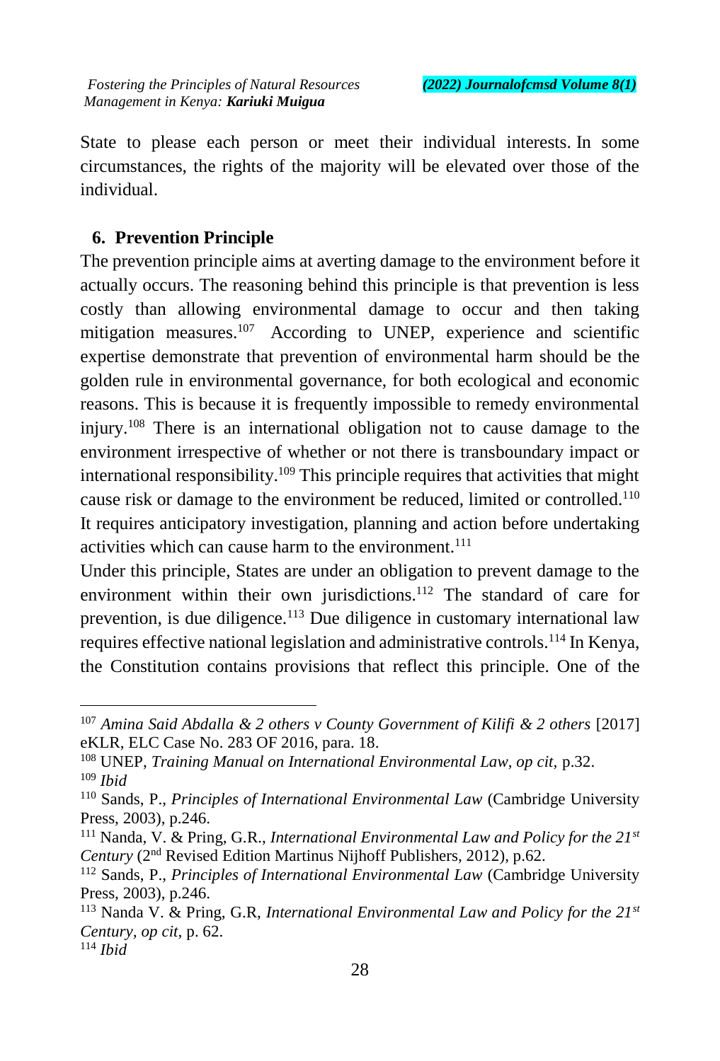State to please each person or meet their individual interests. In some circumstances, the rights of the majority will be elevated over those of the individual.

## 6. Prevention Principle

The prevention principle aims at averting damage to the environment before it actually occurs. The reasoning behind this principle is that prevention is less costly than allowing environmental damage to occur and then taking mitigation measures.[107] According to UNEP, experience and scientific expertise demonstrate that prevention of environmental harm should be the golden rule in environmental governance, for both ecological and economic reasons. This is because it is frequently impossible to remedy environmental injury.[108] There is an international obligation not to cause damage to the environment irrespective of whether or not there is transboundary impact or international responsibility.[109] This principle requires that activities that might cause risk or damage to the environment be reduced, limited or controlled.[110] It requires anticipatory investigation, planning and action before undertaking activities which can cause harm to the environment.[111]

Under this principle, States are under an obligation to prevent damage to the environment within their own jurisdictions.[112] The standard of care for prevention, is due diligence.[113] Due diligence in customary international law requires effective national legislation and administrative controls.[114] In Kenya, the Constitution contains provisions that reflect this principle. One of the

---

[107] *Amina Said Abdalla & 2 others v County Government of Kilifi & 2 others* [2017] eKLR, ELC Case No. 283 OF 2016, para. 18.

[108] UNEP, *Training Manual on International Environmental Law, op cit,* p.32.

[109] *Ibid*

[110] Sands, P., *Principles of International Environmental Law* (Cambridge University Press, 2003), p.246.

[111] Nanda, V. & Pring, G.R., *International Environmental Law and Policy for the 21st Century* (2nd Revised Edition Martinus Nijhoff Publishers, 2012), p.62.

[112] Sands, P., *Principles of International Environmental Law* (Cambridge University Press, 2003), p.246.

[113] Nanda V. & Pring, G.R, *International Environmental Law and Policy for the 21st Century, op cit,* p. 62.

[114] *Ibid*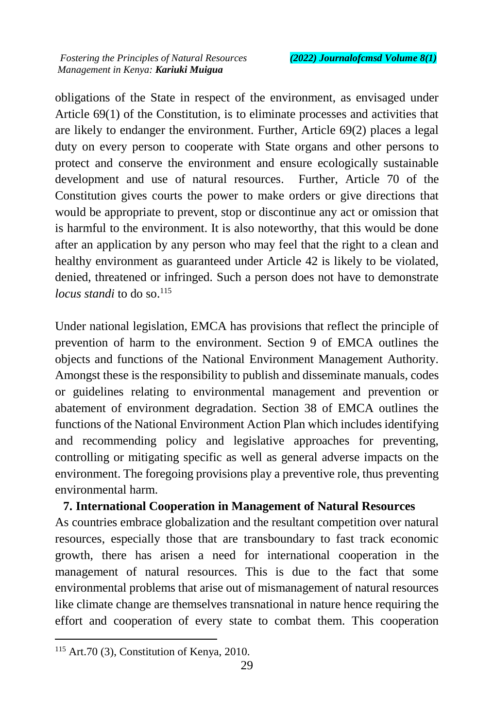obligations of the State in respect of the environment, as envisaged under Article 69(1) of the Constitution, is to eliminate processes and activities that are likely to endanger the environment. Further, Article 69(2) places a legal duty on every person to cooperate with State organs and other persons to protect and conserve the environment and ensure ecologically sustainable development and use of natural resources. Further, Article 70 of the Constitution gives courts the power to make orders or give directions that would be appropriate to prevent, stop or discontinue any act or omission that is harmful to the environment. It is also noteworthy, that this would be done after an application by any person who may feel that the right to a clean and healthy environment as guaranteed under Article 42 is likely to be violated, denied, threatened or infringed. Such a person does not have to demonstrate *locus standi* to do so.[115]

Under national legislation, EMCA has provisions that reflect the principle of prevention of harm to the environment. Section 9 of EMCA outlines the objects and functions of the National Environment Management Authority. Amongst these is the responsibility to publish and disseminate manuals, codes or guidelines relating to environmental management and prevention or abatement of environment degradation. Section 38 of EMCA outlines the functions of the National Environment Action Plan which includes identifying and recommending policy and legislative approaches for preventing, controlling or mitigating specific as well as general adverse impacts on the environment. The foregoing provisions play a preventive role, thus preventing environmental harm.

## 7. International Cooperation in Management of Natural Resources

As countries embrace globalization and the resultant competition over natural resources, especially those that are transboundary to fast track economic growth, there has arisen a need for international cooperation in the management of natural resources. This is due to the fact that some environmental problems that arise out of mismanagement of natural resources like climate change are themselves transnational in nature hence requiring the effort and cooperation of every state to combat them. This cooperation

[115] Art.70 (3), Constitution of Kenya, 2010.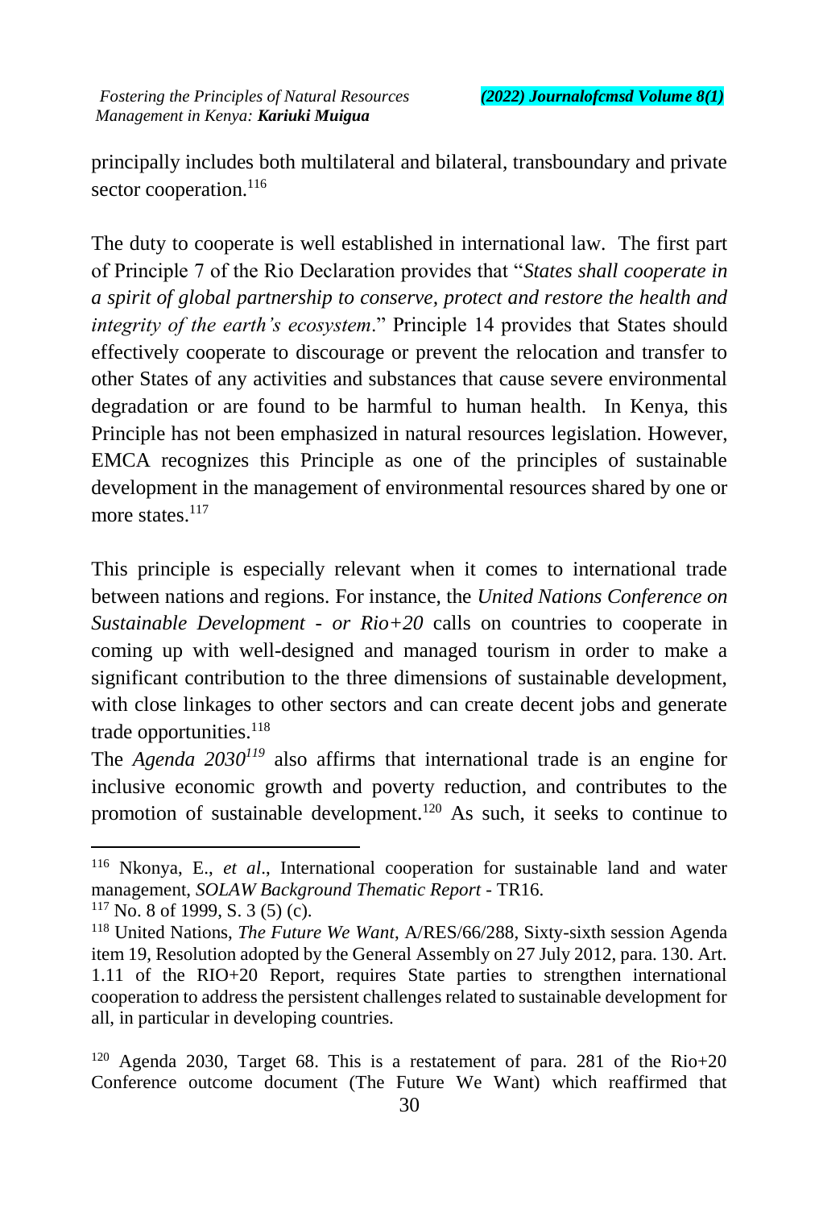principally includes both multilateral and bilateral, transboundary and private sector cooperation.[116]

The duty to cooperate is well established in international law. The first part of Principle 7 of the Rio Declaration provides that "*States shall cooperate in a spirit of global partnership to conserve, protect and restore the health and integrity of the earth's ecosystem*." Principle 14 provides that States should effectively cooperate to discourage or prevent the relocation and transfer to other States of any activities and substances that cause severe environmental degradation or are found to be harmful to human health. In Kenya, this Principle has not been emphasized in natural resources legislation. However, EMCA recognizes this Principle as one of the principles of sustainable development in the management of environmental resources shared by one or more states.[117]

This principle is especially relevant when it comes to international trade between nations and regions. For instance, the *United Nations Conference on Sustainable Development - or Rio+20* calls on countries to cooperate in coming up with well-designed and managed tourism in order to make a significant contribution to the three dimensions of sustainable development, with close linkages to other sectors and can create decent jobs and generate trade opportunities.[118]

The *Agenda 2030*[119] also affirms that international trade is an engine for inclusive economic growth and poverty reduction, and contributes to the promotion of sustainable development.[120] As such, it seeks to continue to

---

[116] Nkonya, E., *et al*., International cooperation for sustainable land and water management, *SOLAW Background Thematic Report* - TR16.

[117] No. 8 of 1999, S. 3 (5) (c).

[118] United Nations, *The Future We Want*, A/RES/66/288, Sixty-sixth session Agenda item 19, Resolution adopted by the General Assembly on 27 July 2012, para. 130. Art. 1.11 of the RIO+20 Report, requires State parties to strengthen international cooperation to address the persistent challenges related to sustainable development for all, in particular in developing countries.

[120] Agenda 2030, Target 68. This is a restatement of para. 281 of the Rio+20 Conference outcome document (The Future We Want) which reaffirmed that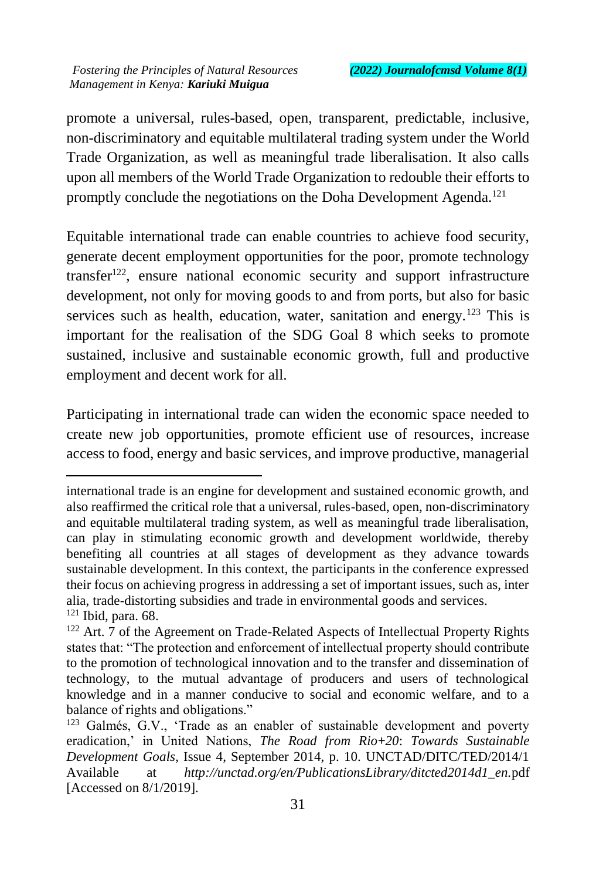promote a universal, rules-based, open, transparent, predictable, inclusive, non-discriminatory and equitable multilateral trading system under the World Trade Organization, as well as meaningful trade liberalisation. It also calls upon all members of the World Trade Organization to redouble their efforts to promptly conclude the negotiations on the Doha Development Agenda.[121]

Equitable international trade can enable countries to achieve food security, generate decent employment opportunities for the poor, promote technology transfer[122], ensure national economic security and support infrastructure development, not only for moving goods to and from ports, but also for basic services such as health, education, water, sanitation and energy.[123] This is important for the realisation of the SDG Goal 8 which seeks to promote sustained, inclusive and sustainable economic growth, full and productive employment and decent work for all.

Participating in international trade can widen the economic space needed to create new job opportunities, promote efficient use of resources, increase access to food, energy and basic services, and improve productive, managerial

---

international trade is an engine for development and sustained economic growth, and also reaffirmed the critical role that a universal, rules-based, open, non-discriminatory and equitable multilateral trading system, as well as meaningful trade liberalisation, can play in stimulating economic growth and development worldwide, thereby benefiting all countries at all stages of development as they advance towards sustainable development. In this context, the participants in the conference expressed their focus on achieving progress in addressing a set of important issues, such as, inter alia, trade-distorting subsidies and trade in environmental goods and services.

[121] Ibid, para. 68.

[122] Art. 7 of the Agreement on Trade-Related Aspects of Intellectual Property Rights states that: "The protection and enforcement of intellectual property should contribute to the promotion of technological innovation and to the transfer and dissemination of technology, to the mutual advantage of producers and users of technological knowledge and in a manner conducive to social and economic welfare, and to a balance of rights and obligations."

[123] Galmés, G.V., 'Trade as an enabler of sustainable development and poverty eradication,' in United Nations, *The Road from Rio+20*: *Towards Sustainable Development Goals*, Issue 4, September 2014, p. 10. UNCTAD/DITC/TED/2014/1 Available at *http://unctad.org/en/PublicationsLibrary/ditcted2014d1_en.*pdf [Accessed on 8/1/2019].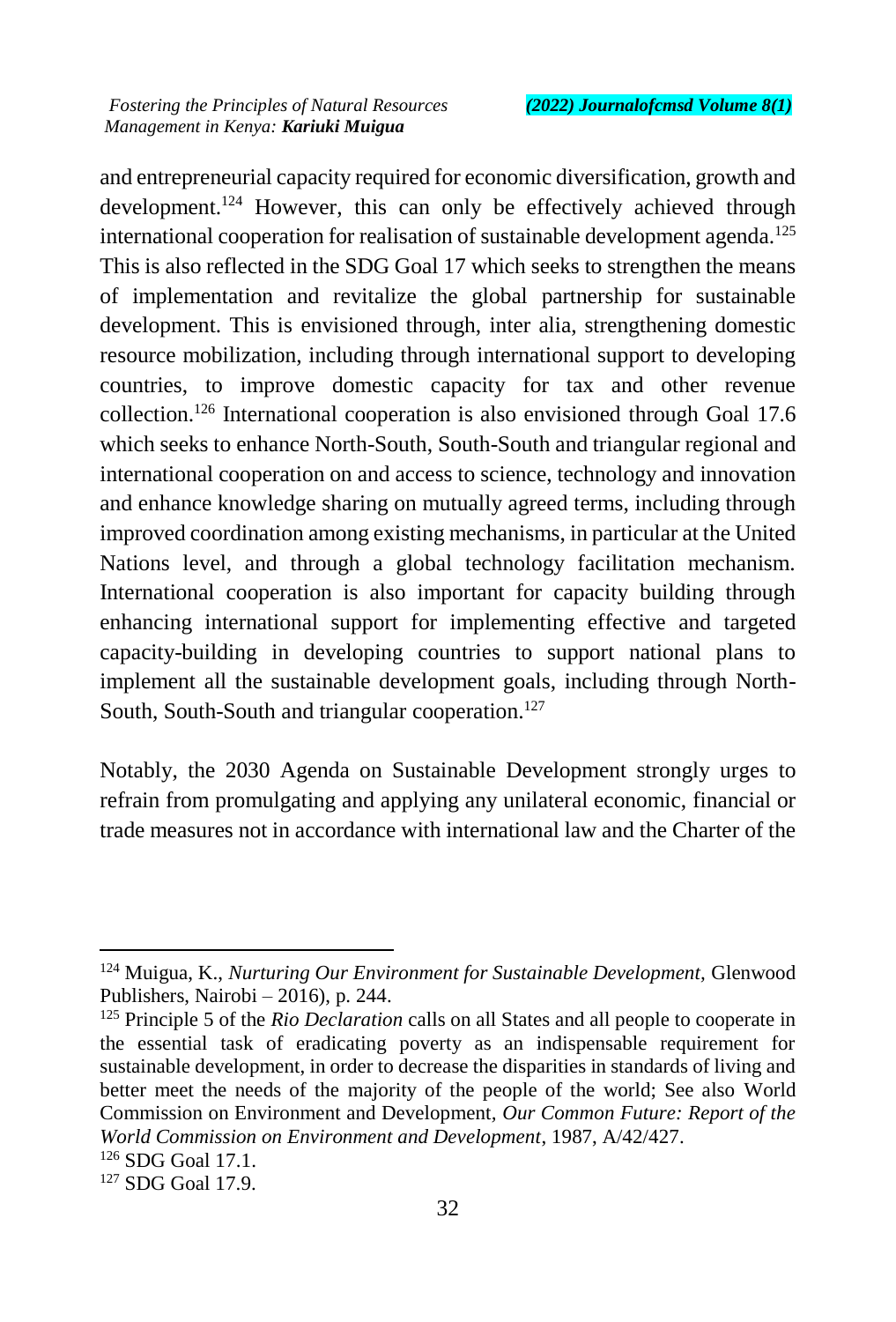and entrepreneurial capacity required for economic diversification, growth and development.[124] However, this can only be effectively achieved through international cooperation for realisation of sustainable development agenda.[125] This is also reflected in the SDG Goal 17 which seeks to strengthen the means of implementation and revitalize the global partnership for sustainable development. This is envisioned through, inter alia, strengthening domestic resource mobilization, including through international support to developing countries, to improve domestic capacity for tax and other revenue collection.[126] International cooperation is also envisioned through Goal 17.6 which seeks to enhance North-South, South-South and triangular regional and international cooperation on and access to science, technology and innovation and enhance knowledge sharing on mutually agreed terms, including through improved coordination among existing mechanisms, in particular at the United Nations level, and through a global technology facilitation mechanism. International cooperation is also important for capacity building through enhancing international support for implementing effective and targeted capacity-building in developing countries to support national plans to implement all the sustainable development goals, including through North-South, South-South and triangular cooperation.[127]

Notably, the 2030 Agenda on Sustainable Development strongly urges to refrain from promulgating and applying any unilateral economic, financial or trade measures not in accordance with international law and the Charter of the

---

[124] Muigua, K., *Nurturing Our Environment for Sustainable Development,* Glenwood Publishers, Nairobi – 2016), p. 244.

[125] Principle 5 of the *Rio Declaration* calls on all States and all people to cooperate in the essential task of eradicating poverty as an indispensable requirement for sustainable development, in order to decrease the disparities in standards of living and better meet the needs of the majority of the people of the world; See also World Commission on Environment and Development, *Our Common Future: Report of the World Commission on Environment and Development*, 1987, A/42/427.

[126] SDG Goal 17.1.

[127] SDG Goal 17.9.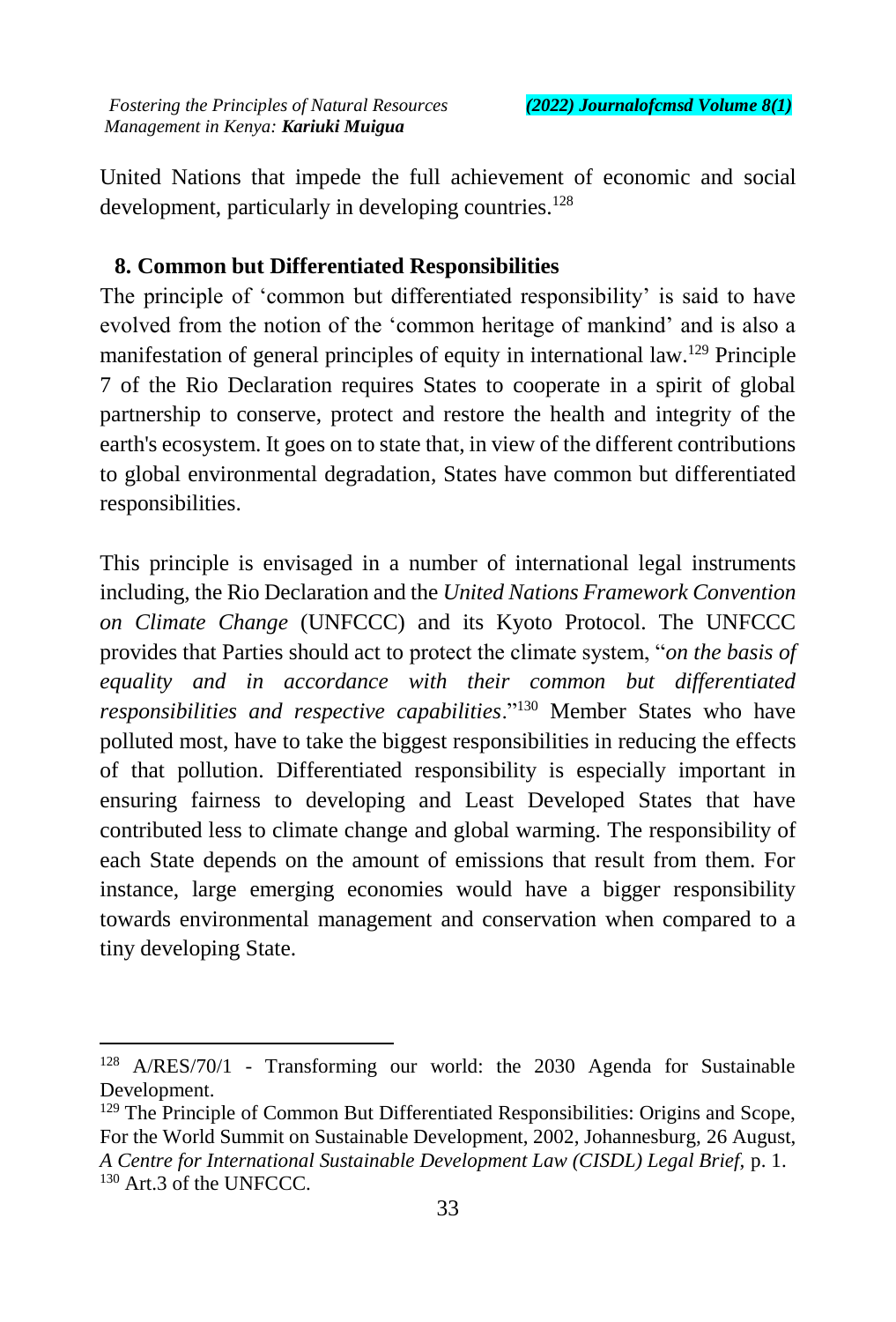United Nations that impede the full achievement of economic and social development, particularly in developing countries.[128]

## 8. Common but Differentiated Responsibilities

The principle of 'common but differentiated responsibility' is said to have evolved from the notion of the 'common heritage of mankind' and is also a manifestation of general principles of equity in international law.[129] Principle 7 of the Rio Declaration requires States to cooperate in a spirit of global partnership to conserve, protect and restore the health and integrity of the earth's ecosystem. It goes on to state that, in view of the different contributions to global environmental degradation, States have common but differentiated responsibilities.

This principle is envisaged in a number of international legal instruments including, the Rio Declaration and the *United Nations Framework Convention on Climate Change* (UNFCCC) and its Kyoto Protocol. The UNFCCC provides that Parties should act to protect the climate system, "*on the basis of equality and in accordance with their common but differentiated responsibilities and respective capabilities*."[130] Member States who have polluted most, have to take the biggest responsibilities in reducing the effects of that pollution. Differentiated responsibility is especially important in ensuring fairness to developing and Least Developed States that have contributed less to climate change and global warming. The responsibility of each State depends on the amount of emissions that result from them. For instance, large emerging economies would have a bigger responsibility towards environmental management and conservation when compared to a tiny developing State.

---

[128] A/RES/70/1 - Transforming our world: the 2030 Agenda for Sustainable Development.

[129] The Principle of Common But Differentiated Responsibilities: Origins and Scope, For the World Summit on Sustainable Development, 2002, Johannesburg, 26 August, *A Centre for International Sustainable Development Law (CISDL) Legal Brief,* p. 1.

[130] Art.3 of the UNFCCC.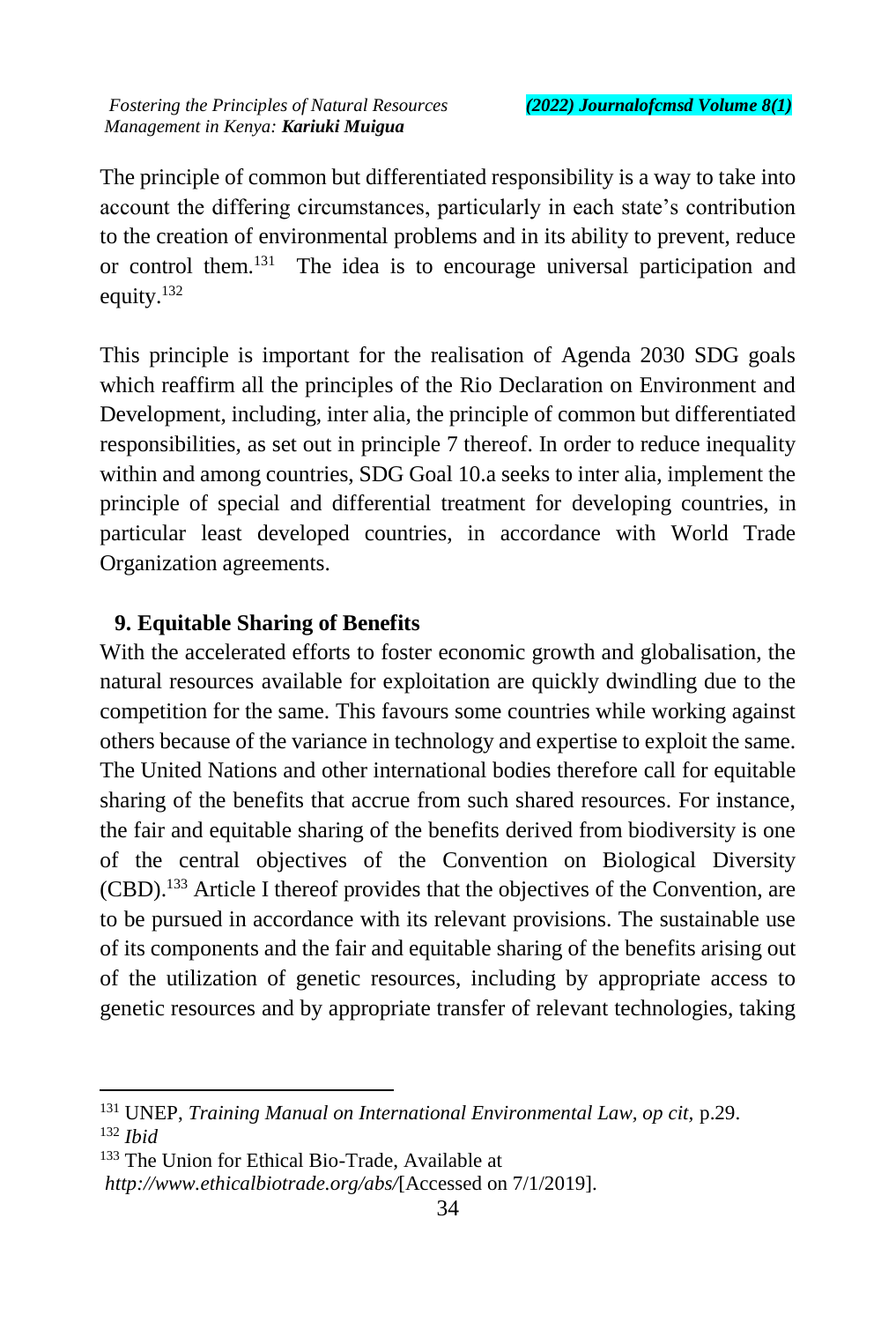The principle of common but differentiated responsibility is a way to take into account the differing circumstances, particularly in each state's contribution to the creation of environmental problems and in its ability to prevent, reduce or control them.[131] The idea is to encourage universal participation and equity.[132]

This principle is important for the realisation of Agenda 2030 SDG goals which reaffirm all the principles of the Rio Declaration on Environment and Development, including, inter alia, the principle of common but differentiated responsibilities, as set out in principle 7 thereof. In order to reduce inequality within and among countries, SDG Goal 10.a seeks to inter alia, implement the principle of special and differential treatment for developing countries, in particular least developed countries, in accordance with World Trade Organization agreements.

## 9. Equitable Sharing of Benefits

With the accelerated efforts to foster economic growth and globalisation, the natural resources available for exploitation are quickly dwindling due to the competition for the same. This favours some countries while working against others because of the variance in technology and expertise to exploit the same. The United Nations and other international bodies therefore call for equitable sharing of the benefits that accrue from such shared resources. For instance, the fair and equitable sharing of the benefits derived from biodiversity is one of the central objectives of the Convention on Biological Diversity (CBD).[133] Article I thereof provides that the objectives of the Convention, are to be pursued in accordance with its relevant provisions. The sustainable use of its components and the fair and equitable sharing of the benefits arising out of the utilization of genetic resources, including by appropriate access to genetic resources and by appropriate transfer of relevant technologies, taking

---

[131] UNEP, *Training Manual on International Environmental Law, op cit,* p.29.

[132] *Ibid*

[133] The Union for Ethical Bio-Trade, Available at *http://www.ethicalbiotrade.org/abs/*[Accessed on 7/1/2019].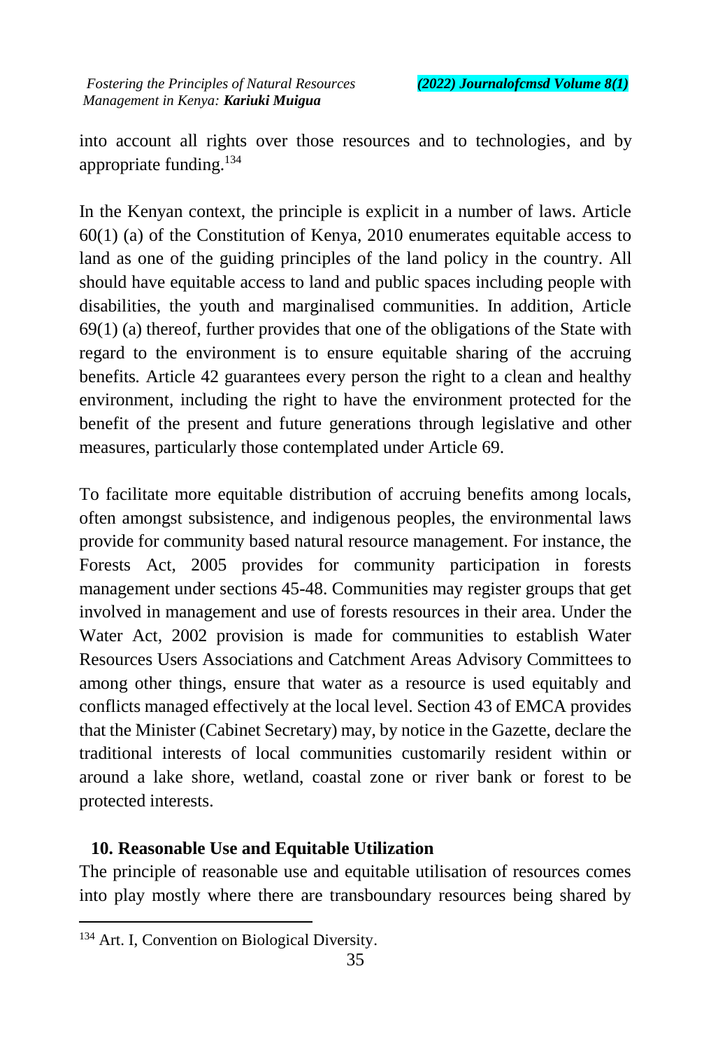into account all rights over those resources and to technologies, and by appropriate funding.[134]

In the Kenyan context, the principle is explicit in a number of laws. Article 60(1) (a) of the Constitution of Kenya, 2010 enumerates equitable access to land as one of the guiding principles of the land policy in the country. All should have equitable access to land and public spaces including people with disabilities, the youth and marginalised communities. In addition, Article 69(1) (a) thereof, further provides that one of the obligations of the State with regard to the environment is to ensure equitable sharing of the accruing benefits. Article 42 guarantees every person the right to a clean and healthy environment, including the right to have the environment protected for the benefit of the present and future generations through legislative and other measures, particularly those contemplated under Article 69.

To facilitate more equitable distribution of accruing benefits among locals, often amongst subsistence, and indigenous peoples, the environmental laws provide for community based natural resource management. For instance, the Forests Act, 2005 provides for community participation in forests management under sections 45-48. Communities may register groups that get involved in management and use of forests resources in their area. Under the Water Act, 2002 provision is made for communities to establish Water Resources Users Associations and Catchment Areas Advisory Committees to among other things, ensure that water as a resource is used equitably and conflicts managed effectively at the local level. Section 43 of EMCA provides that the Minister (Cabinet Secretary) may, by notice in the Gazette, declare the traditional interests of local communities customarily resident within or around a lake shore, wetland, coastal zone or river bank or forest to be protected interests.

## 10. Reasonable Use and Equitable Utilization

The principle of reasonable use and equitable utilisation of resources comes into play mostly where there are transboundary resources being shared by

---

[134] Art. I, Convention on Biological Diversity.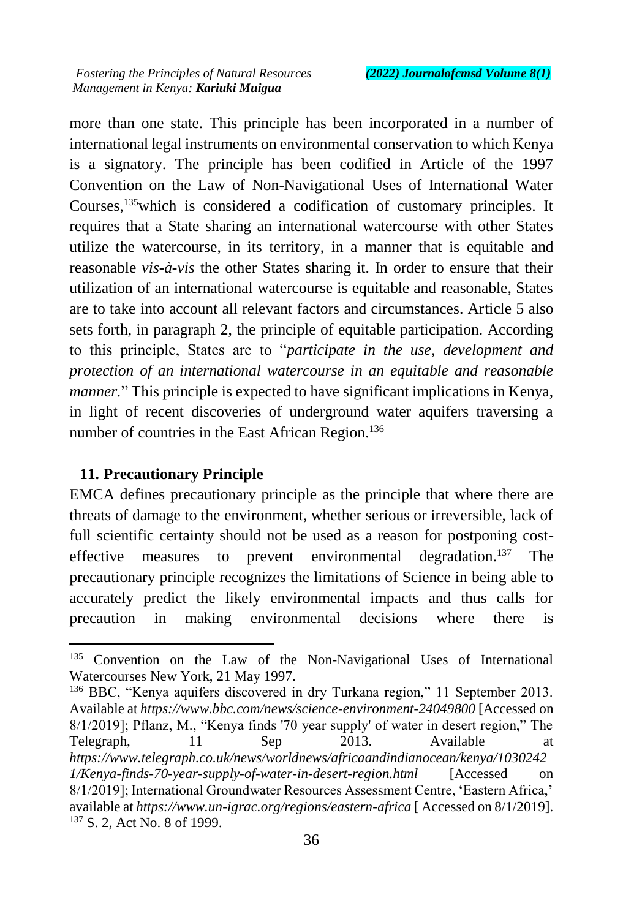more than one state. This principle has been incorporated in a number of international legal instruments on environmental conservation to which Kenya is a signatory. The principle has been codified in Article of the 1997 Convention on the Law of Non-Navigational Uses of International Water Courses,[135]which is considered a codification of customary principles. It requires that a State sharing an international watercourse with other States utilize the watercourse, in its territory, in a manner that is equitable and reasonable *vis-à-vis* the other States sharing it. In order to ensure that their utilization of an international watercourse is equitable and reasonable, States are to take into account all relevant factors and circumstances. Article 5 also sets forth, in paragraph 2, the principle of equitable participation. According to this principle, States are to "*participate in the use, development and protection of an international watercourse in an equitable and reasonable manner.*" This principle is expected to have significant implications in Kenya, in light of recent discoveries of underground water aquifers traversing a number of countries in the East African Region.[136]

## 11. Precautionary Principle

EMCA defines precautionary principle as the principle that where there are threats of damage to the environment, whether serious or irreversible, lack of full scientific certainty should not be used as a reason for postponing cost-effective measures to prevent environmental degradation.[137] The precautionary principle recognizes the limitations of Science in being able to accurately predict the likely environmental impacts and thus calls for precaution in making environmental decisions where there is

---

[135] Convention on the Law of the Non-Navigational Uses of International Watercourses New York, 21 May 1997.

[136] BBC, "Kenya aquifers discovered in dry Turkana region," 11 September 2013. Available at *https://www.bbc.com/news/science-environment-24049800* [Accessed on 8/1/2019]; Pflanz, M., "Kenya finds '70 year supply' of water in desert region," The Telegraph, 11 Sep 2013. Available at *https://www.telegraph.co.uk/news/worldnews/africaandindianocean/kenya/10302421/Kenya-finds-70-year-supply-of-water-in-desert-region.html* [Accessed on 8/1/2019]; International Groundwater Resources Assessment Centre, 'Eastern Africa,' available at *https://www.un-igrac.org/regions/eastern-africa* [ Accessed on 8/1/2019].

[137] S. 2, Act No. 8 of 1999.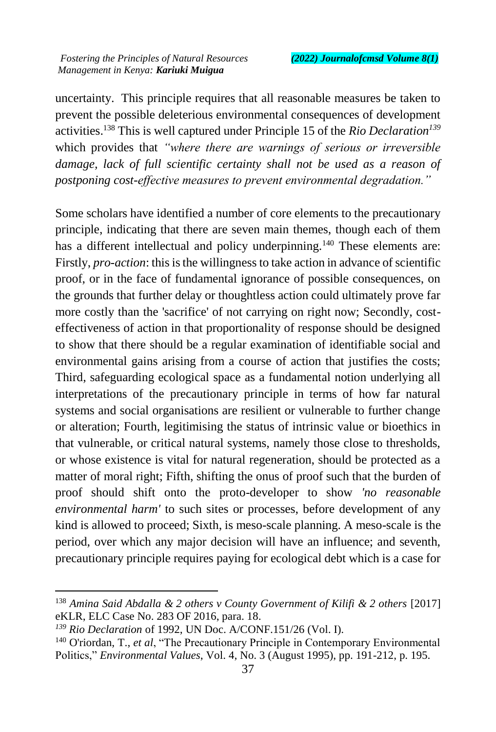uncertainty. This principle requires that all reasonable measures be taken to prevent the possible deleterious environmental consequences of development activities.[138] This is well captured under Principle 15 of the *Rio Declaration*[139] which provides that *"where there are warnings of serious or irreversible damage, lack of full scientific certainty shall not be used as a reason of postponing cost-effective measures to prevent environmental degradation."*

Some scholars have identified a number of core elements to the precautionary principle, indicating that there are seven main themes, though each of them has a different intellectual and policy underpinning.[140] These elements are: Firstly, *pro-action*: this is the willingness to take action in advance of scientific proof, or in the face of fundamental ignorance of possible consequences, on the grounds that further delay or thoughtless action could ultimately prove far more costly than the 'sacrifice' of not carrying on right now; Secondly, cost-effectiveness of action in that proportionality of response should be designed to show that there should be a regular examination of identifiable social and environmental gains arising from a course of action that justifies the costs; Third, safeguarding ecological space as a fundamental notion underlying all interpretations of the precautionary principle in terms of how far natural systems and social organisations are resilient or vulnerable to further change or alteration; Fourth, legitimising the status of intrinsic value or bioethics in that vulnerable, or critical natural systems, namely those close to thresholds, or whose existence is vital for natural regeneration, should be protected as a matter of moral right; Fifth, shifting the onus of proof such that the burden of proof should shift onto the proto-developer to show *'no reasonable environmental harm'* to such sites or processes, before development of any kind is allowed to proceed; Sixth, is meso-scale planning. A meso-scale is the period, over which any major decision will have an influence; and seventh, precautionary principle requires paying for ecological debt which is a case for

---

[138] *Amina Said Abdalla & 2 others v County Government of Kilifi & 2 others* [2017] eKLR, ELC Case No. 283 OF 2016, para. 18.

[139] *Rio Declaration* of 1992, UN Doc. A/CONF.151/26 (Vol. I).

[140] O'riordan, T., *et al*, "The Precautionary Principle in Contemporary Environmental Politics," *Environmental Values*, Vol. 4, No. 3 (August 1995), pp. 191-212, p. 195.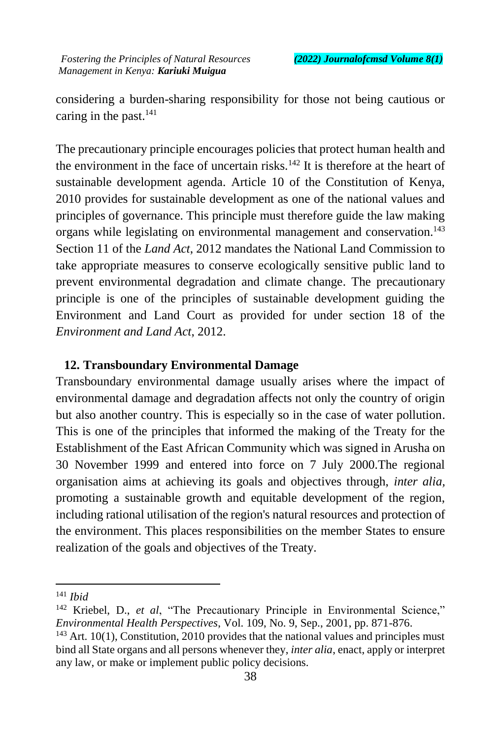considering a burden-sharing responsibility for those not being cautious or caring in the past.[141]

The precautionary principle encourages policies that protect human health and the environment in the face of uncertain risks.[142] It is therefore at the heart of sustainable development agenda. Article 10 of the Constitution of Kenya, 2010 provides for sustainable development as one of the national values and principles of governance. This principle must therefore guide the law making organs while legislating on environmental management and conservation.[143] Section 11 of the *Land Act*, 2012 mandates the National Land Commission to take appropriate measures to conserve ecologically sensitive public land to prevent environmental degradation and climate change. The precautionary principle is one of the principles of sustainable development guiding the Environment and Land Court as provided for under section 18 of the *Environment and Land Act*, 2012.

## 12. Transboundary Environmental Damage

Transboundary environmental damage usually arises where the impact of environmental damage and degradation affects not only the country of origin but also another country. This is especially so in the case of water pollution. This is one of the principles that informed the making of the Treaty for the Establishment of the East African Community which was signed in Arusha on 30 November 1999 and entered into force on 7 July 2000.The regional organisation aims at achieving its goals and objectives through, *inter alia,* promoting a sustainable growth and equitable development of the region, including rational utilisation of the region's natural resources and protection of the environment. This places responsibilities on the member States to ensure realization of the goals and objectives of the Treaty.

---

[141] *Ibid*

[142] Kriebel, D., *et al*, "The Precautionary Principle in Environmental Science," *Environmental Health Perspectives*, Vol. 109, No. 9, Sep., 2001, pp. 871-876.

[143] Art. 10(1), Constitution, 2010 provides that the national values and principles must bind all State organs and all persons whenever they, *inter alia*, enact, apply or interpret any law, or make or implement public policy decisions.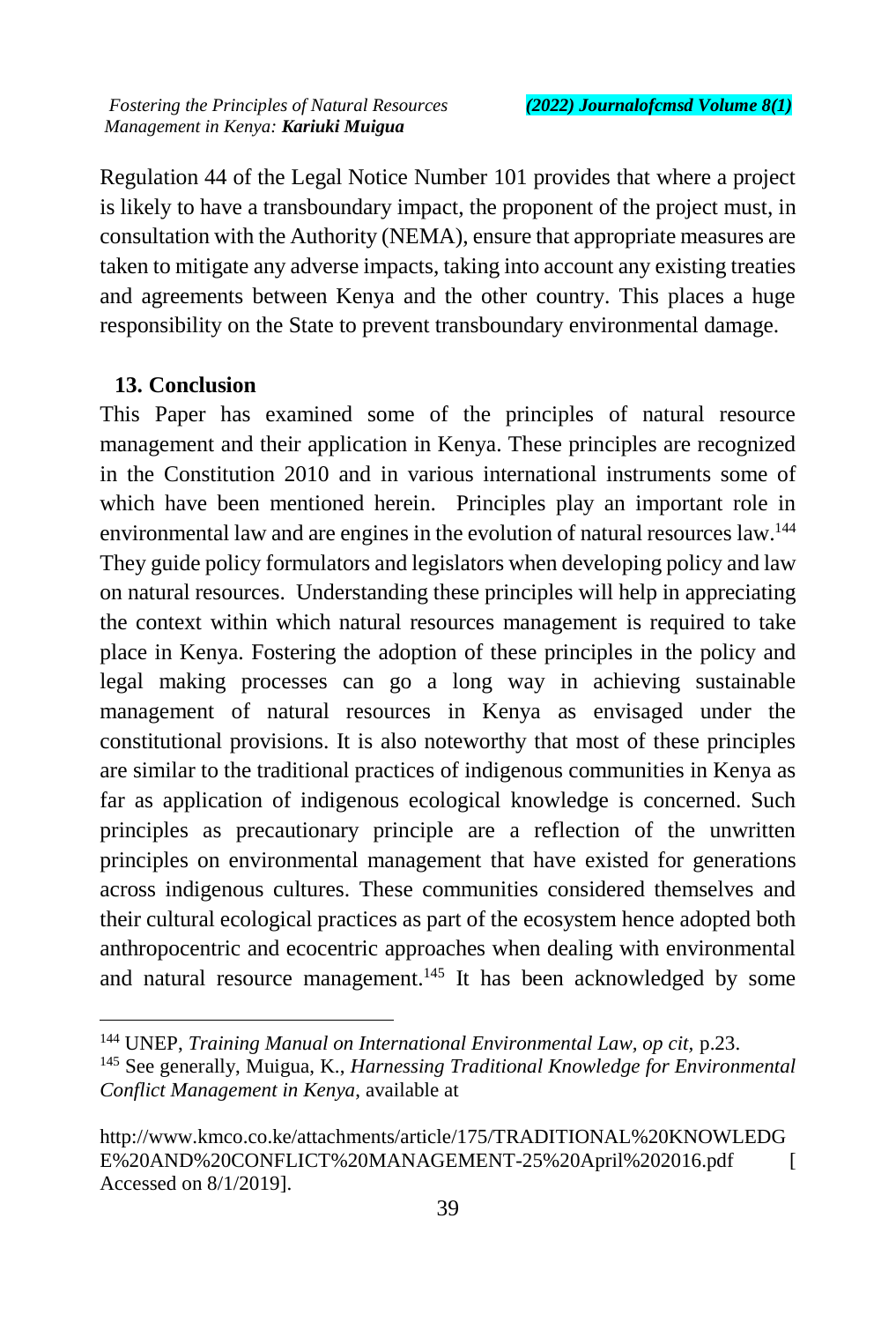Regulation 44 of the Legal Notice Number 101 provides that where a project is likely to have a transboundary impact, the proponent of the project must, in consultation with the Authority (NEMA), ensure that appropriate measures are taken to mitigate any adverse impacts, taking into account any existing treaties and agreements between Kenya and the other country. This places a huge responsibility on the State to prevent transboundary environmental damage.

## 13. Conclusion

This Paper has examined some of the principles of natural resource management and their application in Kenya. These principles are recognized in the Constitution 2010 and in various international instruments some of which have been mentioned herein. Principles play an important role in environmental law and are engines in the evolution of natural resources law.[144] They guide policy formulators and legislators when developing policy and law on natural resources. Understanding these principles will help in appreciating the context within which natural resources management is required to take place in Kenya. Fostering the adoption of these principles in the policy and legal making processes can go a long way in achieving sustainable management of natural resources in Kenya as envisaged under the constitutional provisions. It is also noteworthy that most of these principles are similar to the traditional practices of indigenous communities in Kenya as far as application of indigenous ecological knowledge is concerned. Such principles as precautionary principle are a reflection of the unwritten principles on environmental management that have existed for generations across indigenous cultures. These communities considered themselves and their cultural ecological practices as part of the ecosystem hence adopted both anthropocentric and ecocentric approaches when dealing with environmental and natural resource management.[145] It has been acknowledged by some

---

[144] UNEP, *Training Manual on International Environmental Law, op cit,* p.23.

[145] See generally, Muigua, K., *Harnessing Traditional Knowledge for Environmental Conflict Management in Kenya*, available at

http://www.kmco.co.ke/attachments/article/175/TRADITIONAL%20KNOWLEDGE%20AND%20CONFLICT%20MANAGEMENT-25%20April%202016.pdf [Accessed on 8/1/2019].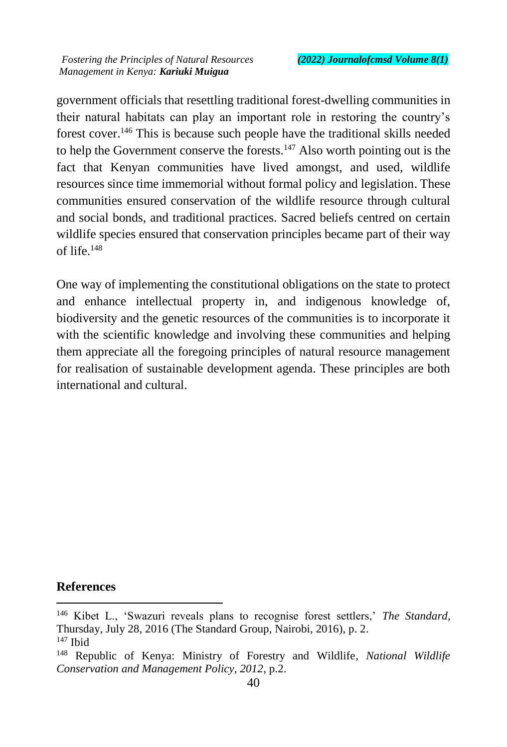government officials that resettling traditional forest-dwelling communities in their natural habitats can play an important role in restoring the country's forest cover.[146] This is because such people have the traditional skills needed to help the Government conserve the forests.[147] Also worth pointing out is the fact that Kenyan communities have lived amongst, and used, wildlife resources since time immemorial without formal policy and legislation. These communities ensured conservation of the wildlife resource through cultural and social bonds, and traditional practices. Sacred beliefs centred on certain wildlife species ensured that conservation principles became part of their way of life.[148]

One way of implementing the constitutional obligations on the state to protect and enhance intellectual property in, and indigenous knowledge of, biodiversity and the genetic resources of the communities is to incorporate it with the scientific knowledge and involving these communities and helping them appreciate all the foregoing principles of natural resource management for realisation of sustainable development agenda. These principles are both international and cultural.

## References

---

[146] Kibet L., 'Swazuri reveals plans to recognise forest settlers,' *The Standard*, Thursday, July 28, 2016 (The Standard Group, Nairobi, 2016), p. 2.

[147] Ibid

[148] Republic of Kenya: Ministry of Forestry and Wildlife, *National Wildlife Conservation and Management Policy, 2012*, p.2.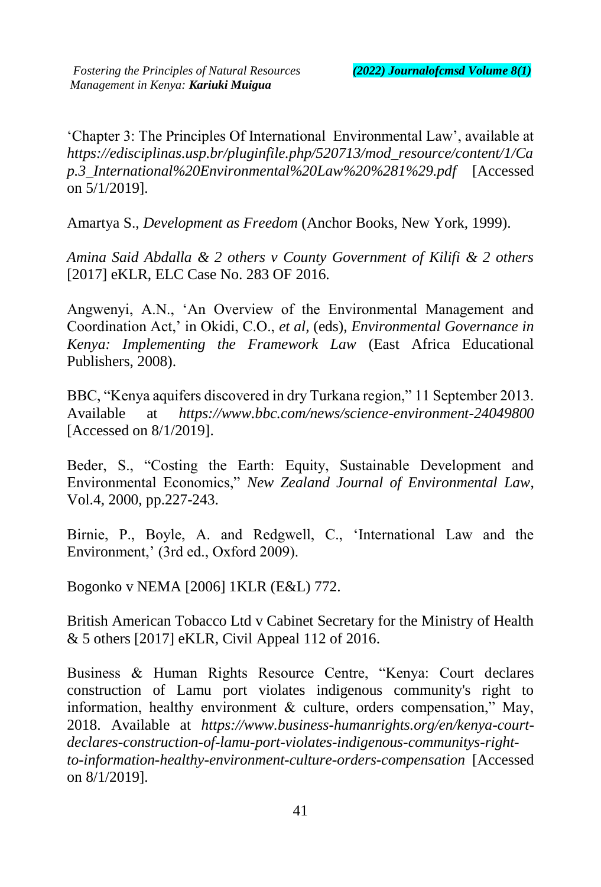'Chapter 3: The Principles Of International Environmental Law', available at *https://edisciplinas.usp.br/pluginfile.php/520713/mod_resource/content/1/Cap.3_International%20Environmental%20Law%20%281%29.pdf* [Accessed on 5/1/2019].

Amartya S., *Development as Freedom* (Anchor Books, New York, 1999).

*Amina Said Abdalla & 2 others v County Government of Kilifi & 2 others* [2017] eKLR, ELC Case No. 283 OF 2016.

Angwenyi, A.N., 'An Overview of the Environmental Management and Coordination Act,' in Okidi, C.O., *et al*, (eds), *Environmental Governance in Kenya: Implementing the Framework Law* (East Africa Educational Publishers, 2008).

BBC, "Kenya aquifers discovered in dry Turkana region," 11 September 2013. Available at *https://www.bbc.com/news/science-environment-24049800* [Accessed on 8/1/2019].

Beder, S., "Costing the Earth: Equity, Sustainable Development and Environmental Economics," *New Zealand Journal of Environmental Law*, Vol.4, 2000, pp.227-243.

Birnie, P., Boyle, A. and Redgwell, C., 'International Law and the Environment,' (3rd ed., Oxford 2009).

Bogonko v NEMA [2006] 1KLR (E&L) 772.

British American Tobacco Ltd v Cabinet Secretary for the Ministry of Health & 5 others [2017] eKLR, Civil Appeal 112 of 2016.

Business & Human Rights Resource Centre, "Kenya: Court declares construction of Lamu port violates indigenous community's right to information, healthy environment & culture, orders compensation," May, 2018. Available at *https://www.business-humanrights.org/en/kenya-court-declares-construction-of-lamu-port-violates-indigenous-communitys-right-to-information-healthy-environment-culture-orders-compensation* [Accessed on 8/1/2019].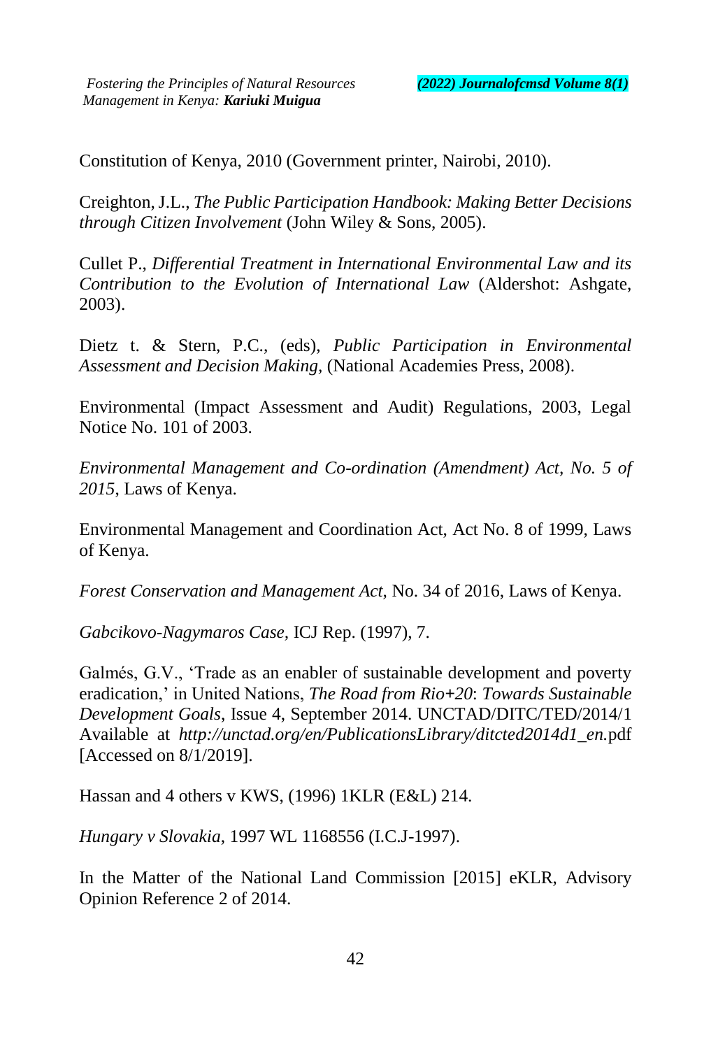Constitution of Kenya, 2010 (Government printer, Nairobi, 2010).

Creighton, J.L., *The Public Participation Handbook: Making Better Decisions through Citizen Involvement* (John Wiley & Sons, 2005).

Cullet P., *Differential Treatment in International Environmental Law and its Contribution to the Evolution of International Law* (Aldershot: Ashgate, 2003).

Dietz t. & Stern, P.C., (eds), *Public Participation in Environmental Assessment and Decision Making*, (National Academies Press, 2008).

Environmental (Impact Assessment and Audit) Regulations, 2003, Legal Notice No. 101 of 2003.

*Environmental Management and Co-ordination (Amendment) Act, No. 5 of 2015*, Laws of Kenya.

Environmental Management and Coordination Act, Act No. 8 of 1999, Laws of Kenya.

*Forest Conservation and Management Act*, No. 34 of 2016, Laws of Kenya.

*Gabcikovo-Nagymaros Case*, ICJ Rep. (1997), 7.

Galmés, G.V., 'Trade as an enabler of sustainable development and poverty eradication,' in United Nations, *The Road from Rio+20*: *Towards Sustainable Development Goals*, Issue 4, September 2014. UNCTAD/DITC/TED/2014/1 Available at *http://unctad.org/en/PublicationsLibrary/ditcted2014d1_en.*pdf [Accessed on 8/1/2019].

Hassan and 4 others v KWS, (1996) 1KLR (E&L) 214.

*Hungary v Slovakia*, 1997 WL 1168556 (I.C.J-1997).

In the Matter of the National Land Commission [2015] eKLR, Advisory Opinion Reference 2 of 2014.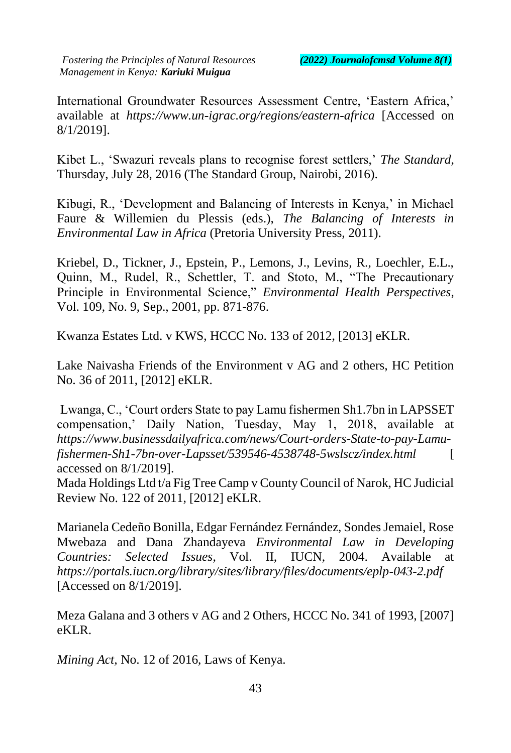International Groundwater Resources Assessment Centre, 'Eastern Africa,' available at *https://www.un-igrac.org/regions/eastern-africa* [Accessed on 8/1/2019].

Kibet L., 'Swazuri reveals plans to recognise forest settlers,' *The Standard*, Thursday, July 28, 2016 (The Standard Group, Nairobi, 2016).

Kibugi, R., 'Development and Balancing of Interests in Kenya,' in Michael Faure & Willemien du Plessis (eds.), *The Balancing of Interests in Environmental Law in Africa* (Pretoria University Press, 2011).

Kriebel, D., Tickner, J., Epstein, P., Lemons, J., Levins, R., Loechler, E.L., Quinn, M., Rudel, R., Schettler, T. and Stoto, M., "The Precautionary Principle in Environmental Science," *Environmental Health Perspectives*, Vol. 109, No. 9, Sep., 2001, pp. 871-876.

Kwanza Estates Ltd. v KWS, HCCC No. 133 of 2012, [2013] eKLR.

Lake Naivasha Friends of the Environment v AG and 2 others, HC Petition No. 36 of 2011, [2012] eKLR.

Lwanga, C., 'Court orders State to pay Lamu fishermen Sh1.7bn in LAPSSET compensation,' Daily Nation, Tuesday, May 1, 2018, available at *https://www.businessdailyafrica.com/news/Court-orders-State-to-pay-Lamu-fishermen-Sh1-7bn-over-Lapsset/539546-4538748-5wslscz/index.html* [accessed on 8/1/2019].

Mada Holdings Ltd t/a Fig Tree Camp v County Council of Narok, HC Judicial Review No. 122 of 2011, [2012] eKLR.

Marianela Cedeño Bonilla, Edgar Fernández Fernández, Sondes Jemaiel, Rose Mwebaza and Dana Zhandayeva *Environmental Law in Developing Countries: Selected Issues*, Vol. II, IUCN, 2004. Available at *https://portals.iucn.org/library/sites/library/files/documents/eplp-043-2.pdf* [Accessed on 8/1/2019].

Meza Galana and 3 others v AG and 2 Others, HCCC No. 341 of 1993, [2007] eKLR.

*Mining Act*, No. 12 of 2016, Laws of Kenya.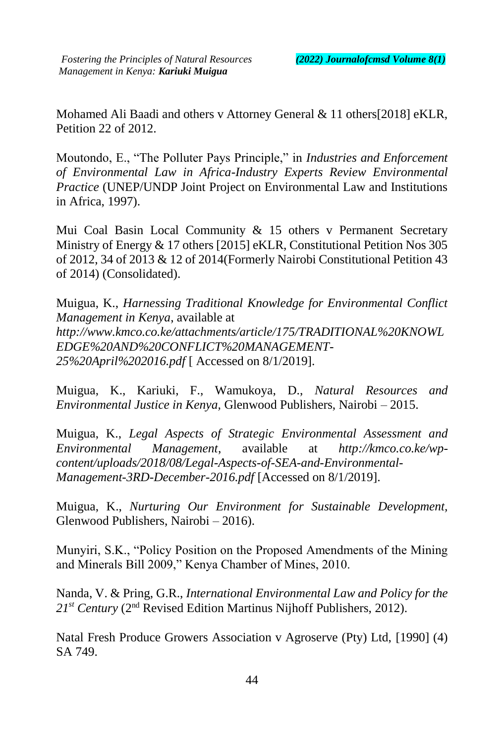Mohamed Ali Baadi and others v Attorney General & 11 others[2018] eKLR, Petition 22 of 2012.

Moutondo, E., "The Polluter Pays Principle," in *Industries and Enforcement of Environmental Law in Africa-Industry Experts Review Environmental Practice* (UNEP/UNDP Joint Project on Environmental Law and Institutions in Africa, 1997).

Mui Coal Basin Local Community & 15 others v Permanent Secretary Ministry of Energy & 17 others [2015] eKLR, Constitutional Petition Nos 305 of 2012, 34 of 2013 & 12 of 2014(Formerly Nairobi Constitutional Petition 43 of 2014) (Consolidated).

Muigua, K., *Harnessing Traditional Knowledge for Environmental Conflict Management in Kenya*, available at *http://www.kmco.co.ke/attachments/article/175/TRADITIONAL%20KNOWLEDGE%20AND%20CONFLICT%20MANAGEMENT-25%20April%202016.pdf* [ Accessed on 8/1/2019].

Muigua, K., Kariuki, F., Wamukoya, D., *Natural Resources and Environmental Justice in Kenya,* Glenwood Publishers, Nairobi – 2015.

Muigua, K., *Legal Aspects of Strategic Environmental Assessment and Environmental Management*, available at *http://kmco.co.ke/wp-content/uploads/2018/08/Legal-Aspects-of-SEA-and-Environmental-Management-3RD-December-2016.pdf* [Accessed on 8/1/2019].

Muigua, K., *Nurturing Our Environment for Sustainable Development,* Glenwood Publishers, Nairobi – 2016).

Munyiri, S.K., "Policy Position on the Proposed Amendments of the Mining and Minerals Bill 2009," Kenya Chamber of Mines, 2010.

Nanda, V. & Pring, G.R., *International Environmental Law and Policy for the 21st Century* (2nd Revised Edition Martinus Nijhoff Publishers, 2012).

Natal Fresh Produce Growers Association v Agroserve (Pty) Ltd, [1990] (4) SA 749.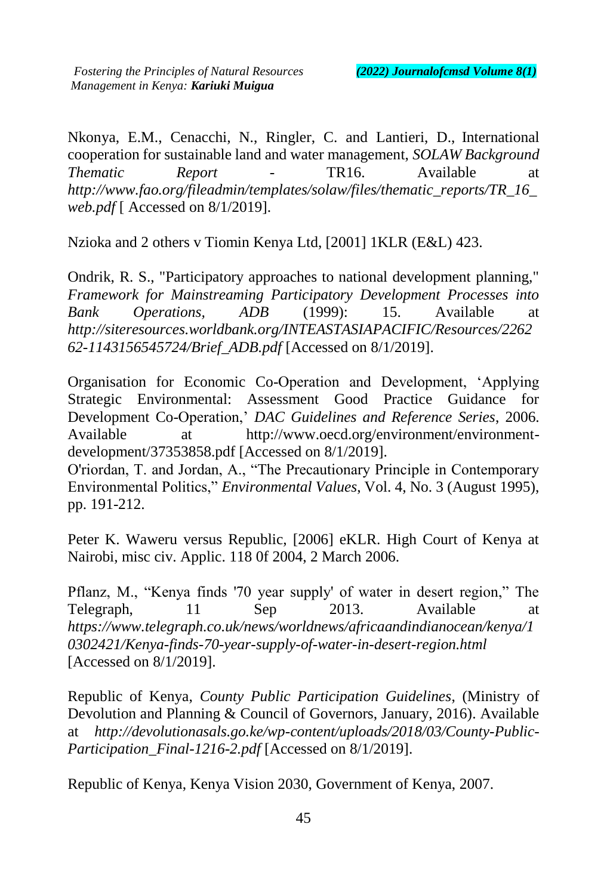Nkonya, E.M., Cenacchi, N., Ringler, C. and Lantieri, D., International cooperation for sustainable land and water management, *SOLAW Background Thematic Report* - TR16. Available at *http://www.fao.org/fileadmin/templates/solaw/files/thematic_reports/TR_16_web.pdf* [ Accessed on 8/1/2019].

Nzioka and 2 others v Tiomin Kenya Ltd, [2001] 1KLR (E&L) 423.

Ondrik, R. S., "Participatory approaches to national development planning," *Framework for Mainstreaming Participatory Development Processes into Bank Operations, ADB* (1999): 15. Available at *http://siteresources.worldbank.org/INTEASTASIAPACIFIC/Resources/226262-1143156545724/Brief_ADB.pdf* [Accessed on 8/1/2019].

Organisation for Economic Co-Operation and Development, 'Applying Strategic Environmental: Assessment Good Practice Guidance for Development Co-Operation,' *DAC Guidelines and Reference Series*, 2006. Available at http://www.oecd.org/environment/environment-development/37353858.pdf [Accessed on 8/1/2019].

O'riordan, T. and Jordan, A., "The Precautionary Principle in Contemporary Environmental Politics," *Environmental Values,* Vol. 4, No. 3 (August 1995), pp. 191-212.

Peter K. Waweru versus Republic, [2006] eKLR. High Court of Kenya at Nairobi, misc civ. Applic. 118 0f of 2004, 2 March 2006.

Pflanz, M., "Kenya finds '70 year supply' of water in desert region," The Telegraph, 11 Sep 2013. Available at *https://www.telegraph.co.uk/news/worldnews/africaandindianocean/kenya/10302421/Kenya-finds-70-year-supply-of-water-in-desert-region.html* [Accessed on 8/1/2019].

Republic of Kenya, *County Public Participation Guidelines*, (Ministry of Devolution and Planning & Council of Governors, January, 2016). Available at *http://devolutionasals.go.ke/wp-content/uploads/2018/03/County-Public-Participation_Final-1216-2.pdf* [Accessed on 8/1/2019].

Republic of Kenya, Kenya Vision 2030, Government of Kenya, 2007.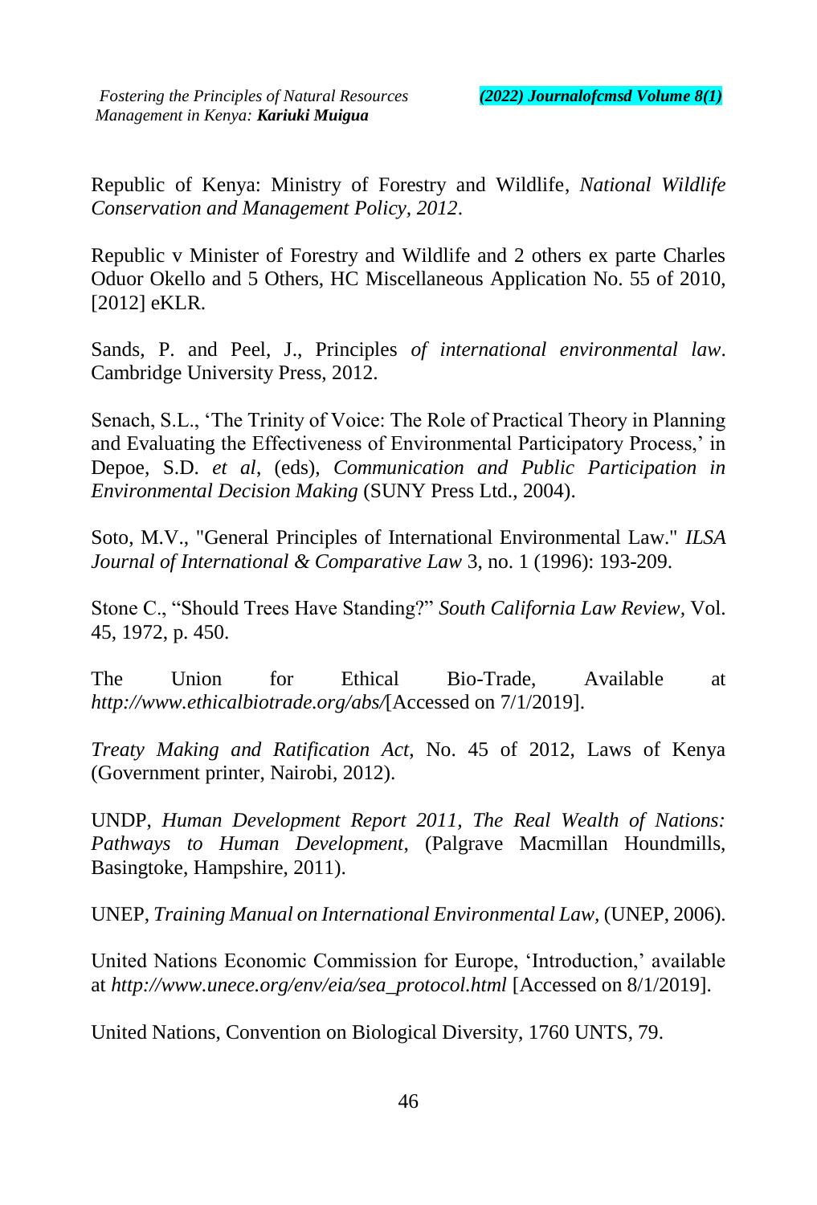Republic of Kenya: Ministry of Forestry and Wildlife, *National Wildlife Conservation and Management Policy, 2012*.

Republic v Minister of Forestry and Wildlife and 2 others ex parte Charles Oduor Okello and 5 Others, HC Miscellaneous Application No. 55 of 2010, [2012] eKLR.

Sands, P. and Peel, J., Principles *of international environmental law*. Cambridge University Press, 2012.

Senach, S.L., 'The Trinity of Voice: The Role of Practical Theory in Planning and Evaluating the Effectiveness of Environmental Participatory Process,' in Depoe, S.D. *et al*, (eds), *Communication and Public Participation in Environmental Decision Making* (SUNY Press Ltd., 2004).

Soto, M.V., "General Principles of International Environmental Law." *ILSA Journal of International & Comparative Law* 3, no. 1 (1996): 193-209.

Stone C., "Should Trees Have Standing?" *South California Law Review*, Vol. 45, 1972, p. 450.

The Union for Ethical Bio-Trade, Available at *http://www.ethicalbiotrade.org/abs/*[Accessed on 7/1/2019].

*Treaty Making and Ratification Act*, No. 45 of 2012, Laws of Kenya (Government printer, Nairobi, 2012).

UNDP, *Human Development Report 2011, The Real Wealth of Nations: Pathways to Human Development*, (Palgrave Macmillan Houndmills, Basingtoke, Hampshire, 2011).

UNEP, *Training Manual on International Environmental Law*, (UNEP, 2006).

United Nations Economic Commission for Europe, 'Introduction,' available at *http://www.unece.org/env/eia/sea_protocol.html* [Accessed on 8/1/2019].

United Nations, Convention on Biological Diversity, 1760 UNTS, 79.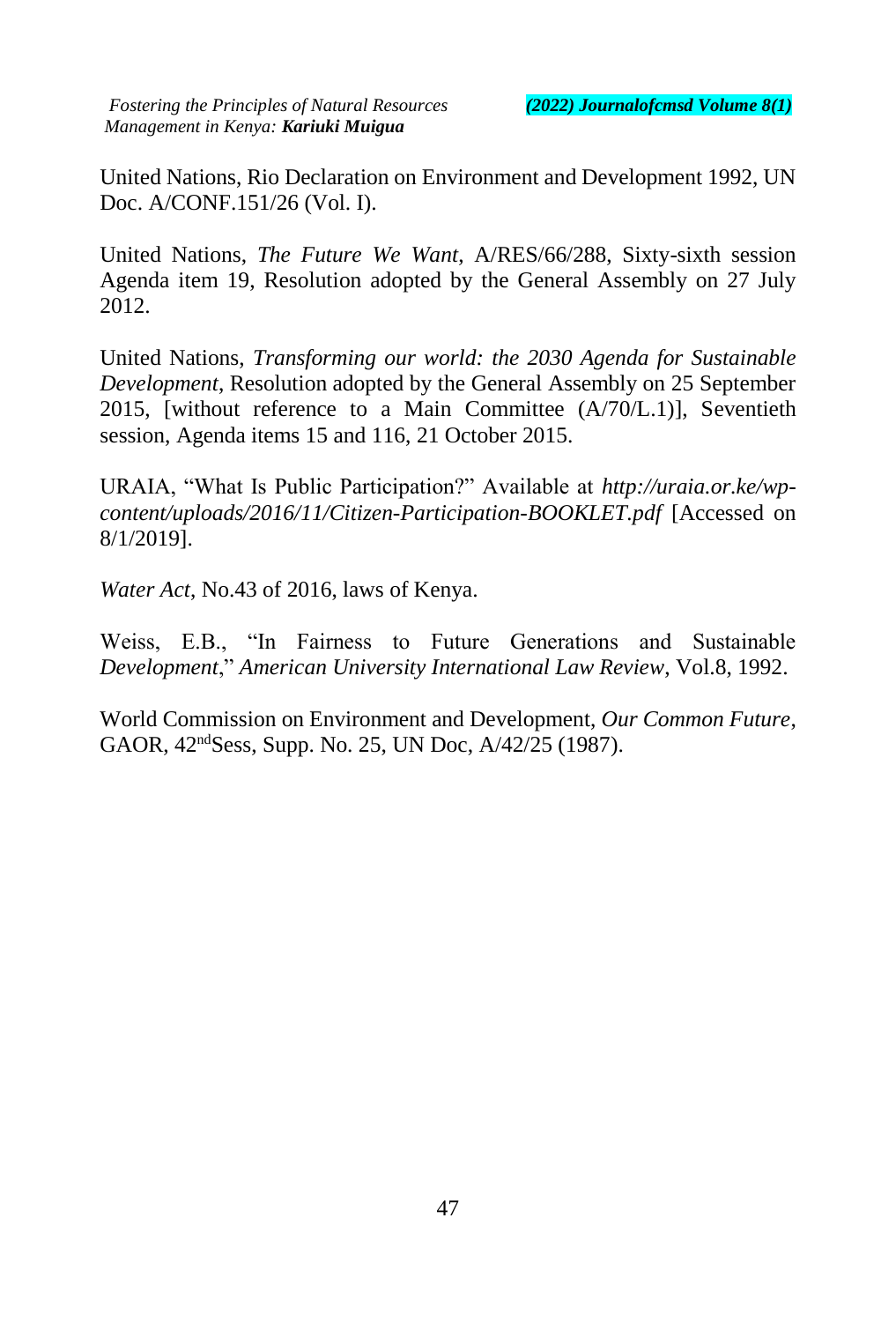United Nations, Rio Declaration on Environment and Development 1992, UN Doc. A/CONF.151/26 (Vol. I).

United Nations, *The Future We Want*, A/RES/66/288, Sixty-sixth session Agenda item 19, Resolution adopted by the General Assembly on 27 July 2012.

United Nations, *Transforming our world: the 2030 Agenda for Sustainable Development*, Resolution adopted by the General Assembly on 25 September 2015, [without reference to a Main Committee (A/70/L.1)], Seventieth session, Agenda items 15 and 116, 21 October 2015.

URAIA, "What Is Public Participation?" Available at *http://uraia.or.ke/wp-content/uploads/2016/11/Citizen-Participation-BOOKLET.pdf* [Accessed on 8/1/2019].

*Water Act*, No.43 of 2016, laws of Kenya.

Weiss, E.B., "In Fairness to Future Generations and Sustainable *Development*," *American University International Law Review*, Vol.8, 1992.

World Commission on Environment and Development, *Our Common Future*, GAOR, 42nd Sess, Supp. No. 25, UN Doc, A/42/25 (1987).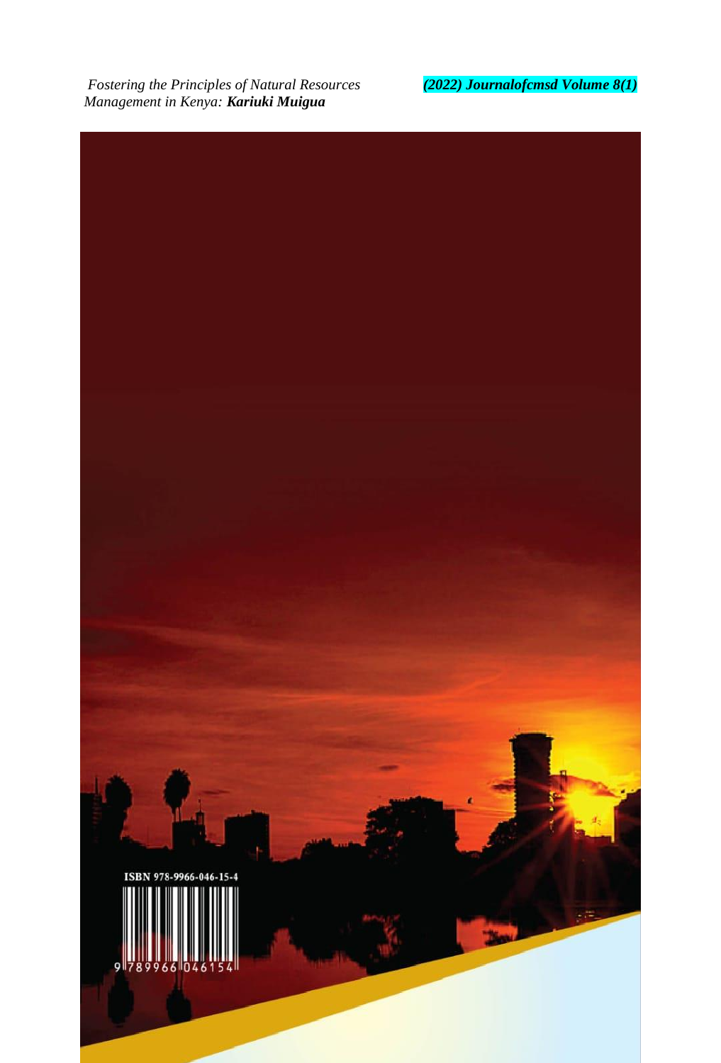ISBN 978-9966-046-15-4